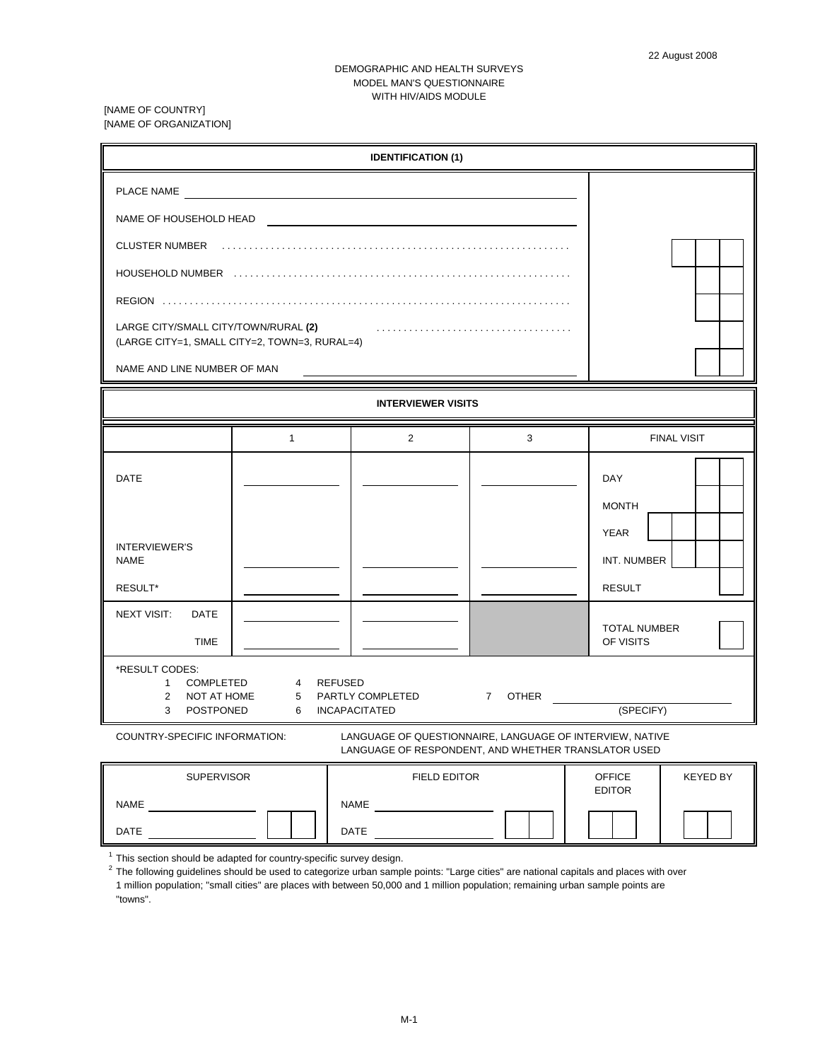22 August 2008

DEMOGRAPHIC AND HEALTH SURVEYS
MODEL MAN'S QUESTIONNAIRE
WITH HIV/AIDS MODULE

[NAME OF COUNTRY]
[NAME OF ORGANIZATION]

## IDENTIFICATION (1)

| | |
|---|---|
| PLACE NAME ______________________ | |
| NAME OF HOUSEHOLD HEAD ______________________ | |
| CLUSTER NUMBER . . . . . . . . . . | ☐☐☐ |
| HOUSEHOLD NUMBER . . . . . . . . . . | ☐☐ |
| REGION . . . . . . . . . . | ☐☐ |
| LARGE CITY/SMALL CITY/TOWN/RURAL **(2)** . . . . . . . . . .<br>(LARGE CITY=1, SMALL CITY=2, TOWN=3, RURAL=4) | ☐ |
| NAME AND LINE NUMBER OF MAN ______________________ | ☐☐ |

## INTERVIEWER VISITS

| | 1 | 2 | 3 | FINAL VISIT |
|---|---|---|---|---|
| DATE | ________ | ________ | ________ | DAY ☐☐<br>MONTH ☐☐<br>YEAR ☐☐☐☐ |
| INTERVIEWER'S NAME | ________ | ________ | ________ | INT. NUMBER ☐☐☐ |
| RESULT* | ________ | ________ | ________ | RESULT ☐ |
| NEXT VISIT: DATE<br>TIME | ________<br>________ | ________<br>________ | | TOTAL NUMBER OF VISITS ☐ |

*RESULT CODES:

| | | | | | |
|---|---|---|---|---|---|
| 1 | COMPLETED | 4 | REFUSED | | |
| 2 | NOT AT HOME | 5 | PARTLY COMPLETED | 7 | OTHER ______________ (SPECIFY) |
| 3 | POSTPONED | 6 | INCAPACITATED | | |

COUNTRY-SPECIFIC INFORMATION: LANGUAGE OF QUESTIONNAIRE, LANGUAGE OF INTERVIEW, NATIVE LANGUAGE OF RESPONDENT, AND WHETHER TRANSLATOR USED

| SUPERVISOR | FIELD EDITOR | OFFICE EDITOR | KEYED BY |
|---|---|---|---|
| NAME ____________<br>DATE ____________ ☐☐ | NAME ____________<br>DATE ____________ ☐☐ | ☐☐ | ☐☐ |

[1] This section should be adapted for country-specific survey design.

[2] The following guidelines should be used to categorize urban sample points: "Large cities" are national capitals and places with over 1 million population; "small cities" are places with between 50,000 and 1 million population; remaining urban sample points are "towns".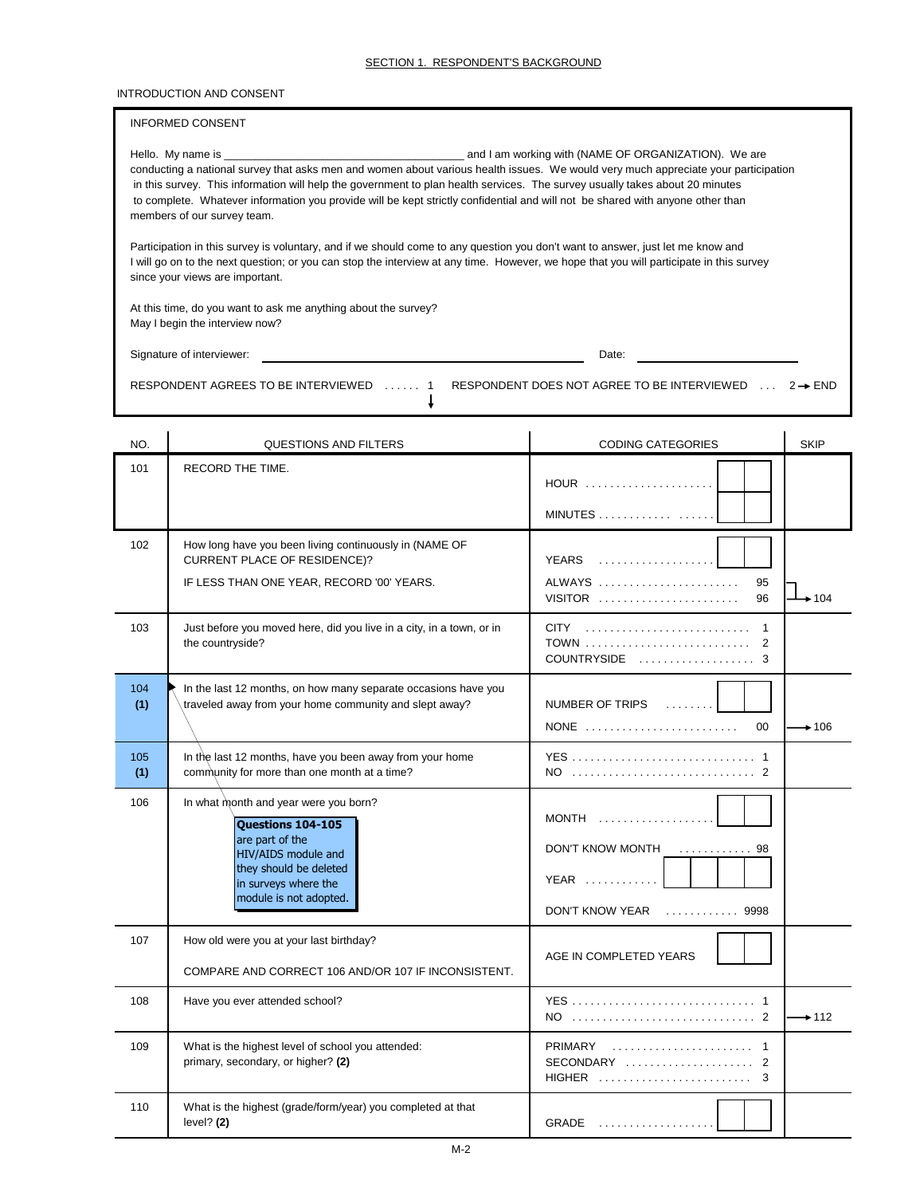## SECTION 1. RESPONDENT'S BACKGROUND

INTRODUCTION AND CONSENT

INFORMED CONSENT

Hello. My name is ______________________________________ and I am working with (NAME OF ORGANIZATION). We are conducting a national survey that asks men and women about various health issues. We would very much appreciate your participation in this survey. This information will help the government to plan health services. The survey usually takes about 20 minutes to complete. Whatever information you provide will be kept strictly confidential and will not be shared with anyone other than members of our survey team.

Participation in this survey is voluntary, and if we should come to any question you don't want to answer, just let me know and I will go on to the next question; or you can stop the interview at any time. However, we hope that you will participate in this survey since your views are important.

At this time, do you want to ask me anything about the survey?
May I begin the interview now?

Signature of interviewer: ______________________________ Date: ____________________

RESPONDENT AGREES TO BE INTERVIEWED . . . . . . 1 &nbsp;&nbsp; RESPONDENT DOES NOT AGREE TO BE INTERVIEWED . . . 2 → END

| NO. | QUESTIONS AND FILTERS | CODING CATEGORIES | SKIP |
|---|---|---|---|
| 101 | RECORD THE TIME. | HOUR . . . . . . . . . . . . . . . . . . . . . [ ][ ]<br>MINUTES . . . . . . . . . . . . . . . . . . [ ][ ] | |
| 102 | How long have you been living continuously in (NAME OF CURRENT PLACE OF RESIDENCE)?<br>IF LESS THAN ONE YEAR, RECORD '00' YEARS. | YEARS . . . . . . . . . . . . . . . . . . [ ][ ]<br>ALWAYS . . . . . . . . . . . . . . . . . . . . . . . 95<br>VISITOR . . . . . . . . . . . . . . . . . . . . . . . 96 | 95, 96 → 104 |
| 103 | Just before you moved here, did you live in a city, in a town, or in the countryside? | CITY . . . . . . . . . . . . . . . . . . . . . . . . . . 1<br>TOWN . . . . . . . . . . . . . . . . . . . . . . . . . . 2<br>COUNTRYSIDE . . . . . . . . . . . . . . . . . . 3 | |
| 104 **(1)** | In the last 12 months, on how many separate occasions have you traveled away from your home community and slept away? | NUMBER OF TRIPS . . . . . . . . [ ][ ]<br>NONE . . . . . . . . . . . . . . . . . . . . . . . . . 00 | 00 → 106 |
| 105 **(1)** | In the last 12 months, have you been away from your home community for more than one month at a time? | YES . . . . . . . . . . . . . . . . . . . . . . . . . . . . . 1<br>NO . . . . . . . . . . . . . . . . . . . . . . . . . . . . . 2 | |
| 106 | In what month and year were you born?<br>**Questions 104-105** are part of the HIV/AIDS module and they should be deleted in surveys where the module is not adopted. | MONTH . . . . . . . . . . . . . . . . . . [ ][ ]<br>DON'T KNOW MONTH . . . . . . . . . . . . 98<br>YEAR . . . . . . . . . . . . [ ][ ][ ][ ]<br>DON'T KNOW YEAR . . . . . . . . . . . . 9998 | |
| 107 | How old were you at your last birthday?<br>COMPARE AND CORRECT 106 AND/OR 107 IF INCONSISTENT. | AGE IN COMPLETED YEARS [ ][ ] | |
| 108 | Have you ever attended school? | YES . . . . . . . . . . . . . . . . . . . . . . . . . . . . . 1<br>NO . . . . . . . . . . . . . . . . . . . . . . . . . . . . . 2 | 2 → 112 |
| 109 | What is the highest level of school you attended: primary, secondary, or higher? **(2)** | PRIMARY . . . . . . . . . . . . . . . . . . . . . . . 1<br>SECONDARY . . . . . . . . . . . . . . . . . . . . 2<br>HIGHER . . . . . . . . . . . . . . . . . . . . . . . . 3 | |
| 110 | What is the highest (grade/form/year) you completed at that level? **(2)** | GRADE . . . . . . . . . . . . . . . . . . [ ][ ] | |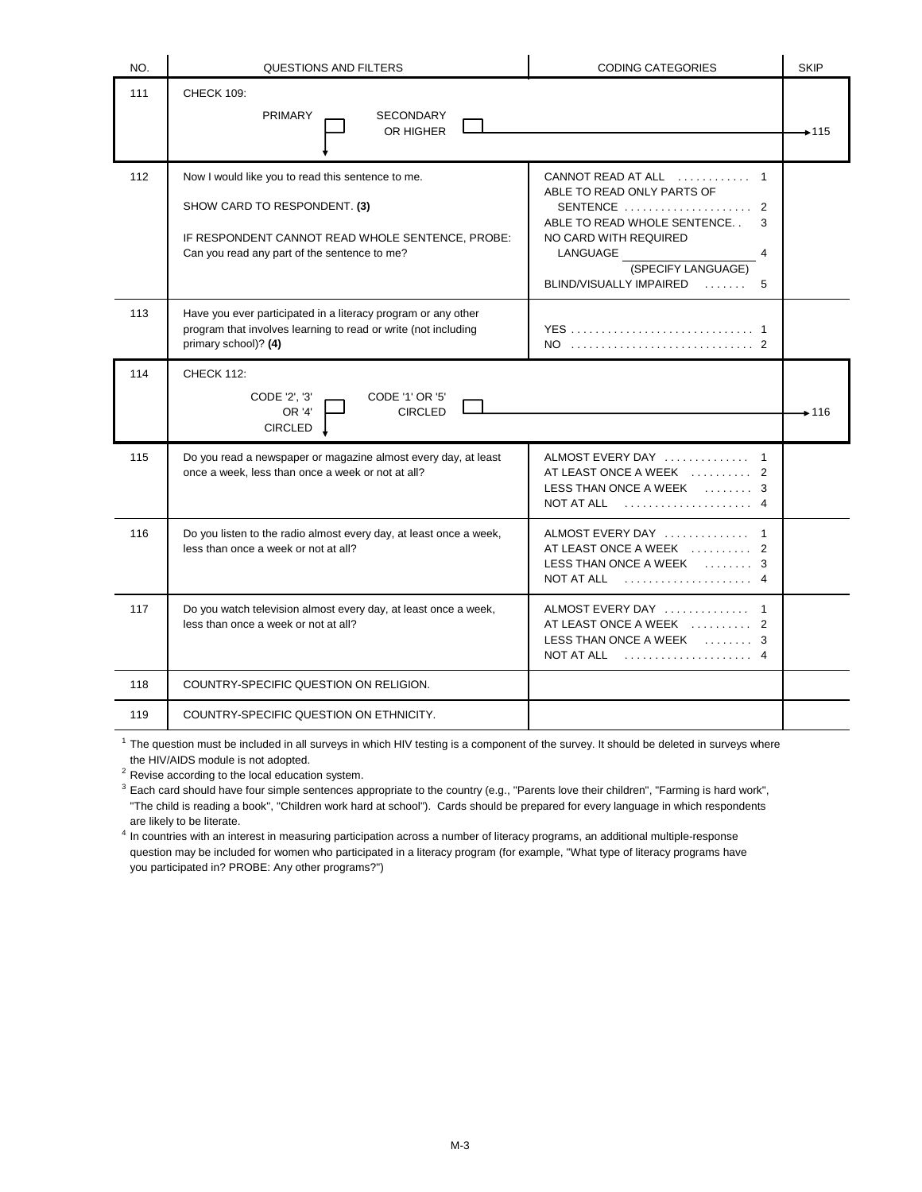| NO. | QUESTIONS AND FILTERS | CODING CATEGORIES | SKIP |
|---|---|---|---|
| 111 | CHECK 109:<br>PRIMARY ☐ ↓ SECONDARY OR HIGHER ☐ → | | →115 |
| 112 | Now I would like you to read this sentence to me.<br>SHOW CARD TO RESPONDENT. **(3)**<br>IF RESPONDENT CANNOT READ WHOLE SENTENCE, PROBE: Can you read any part of the sentence to me? | CANNOT READ AT ALL . . . . . . . . . . . . 1<br>ABLE TO READ ONLY PARTS OF SENTENCE . . . . . . . . . . . . . . . . . . . . . 2<br>ABLE TO READ WHOLE SENTENCE. . 3<br>NO CARD WITH REQUIRED LANGUAGE ______ 4<br>(SPECIFY LANGUAGE)<br>BLIND/VISUALLY IMPAIRED . . . . . . . 5 | |
| 113 | Have you ever participated in a literacy program or any other program that involves learning to read or write (not including primary school)? **(4)** | YES . . . . . . . . . . . . . . . . . . . . . . . . . . . . . . 1<br>NO . . . . . . . . . . . . . . . . . . . . . . . . . . . . . 2 | |
| 114 | CHECK 112:<br>CODE '2', '3' OR '4' CIRCLED ☐ ↓ CODE '1' OR '5' CIRCLED ☐ → | | →116 |
| 115 | Do you read a newspaper or magazine almost every day, at least once a week, less than once a week or not at all? | ALMOST EVERY DAY . . . . . . . . . . . . . . 1<br>AT LEAST ONCE A WEEK . . . . . . . . . . 2<br>LESS THAN ONCE A WEEK . . . . . . . . 3<br>NOT AT ALL . . . . . . . . . . . . . . . . . . . . . 4 | |
| 116 | Do you listen to the radio almost every day, at least once a week, less than once a week or not at all? | ALMOST EVERY DAY . . . . . . . . . . . . . . 1<br>AT LEAST ONCE A WEEK . . . . . . . . . . 2<br>LESS THAN ONCE A WEEK . . . . . . . . 3<br>NOT AT ALL . . . . . . . . . . . . . . . . . . . . . 4 | |
| 117 | Do you watch television almost every day, at least once a week, less than once a week or not at all? | ALMOST EVERY DAY . . . . . . . . . . . . . . 1<br>AT LEAST ONCE A WEEK . . . . . . . . . . 2<br>LESS THAN ONCE A WEEK . . . . . . . . 3<br>NOT AT ALL . . . . . . . . . . . . . . . . . . . . . 4 | |
| 118 | COUNTRY-SPECIFIC QUESTION ON RELIGION. | | |
| 119 | COUNTRY-SPECIFIC QUESTION ON ETHNICITY. | | |

[1] The question must be included in all surveys in which HIV testing is a component of the survey. It should be deleted in surveys where the HIV/AIDS module is not adopted.

[2] Revise according to the local education system.

[3] Each card should have four simple sentences appropriate to the country (e.g., "Parents love their children", "Farming is hard work", "The child is reading a book", "Children work hard at school"). Cards should be prepared for every language in which respondents are likely to be literate.

[4] In countries with an interest in measuring participation across a number of literacy programs, an additional multiple-response question may be included for women who participated in a literacy program (for example, "What type of literacy programs have you participated in? PROBE: Any other programs?")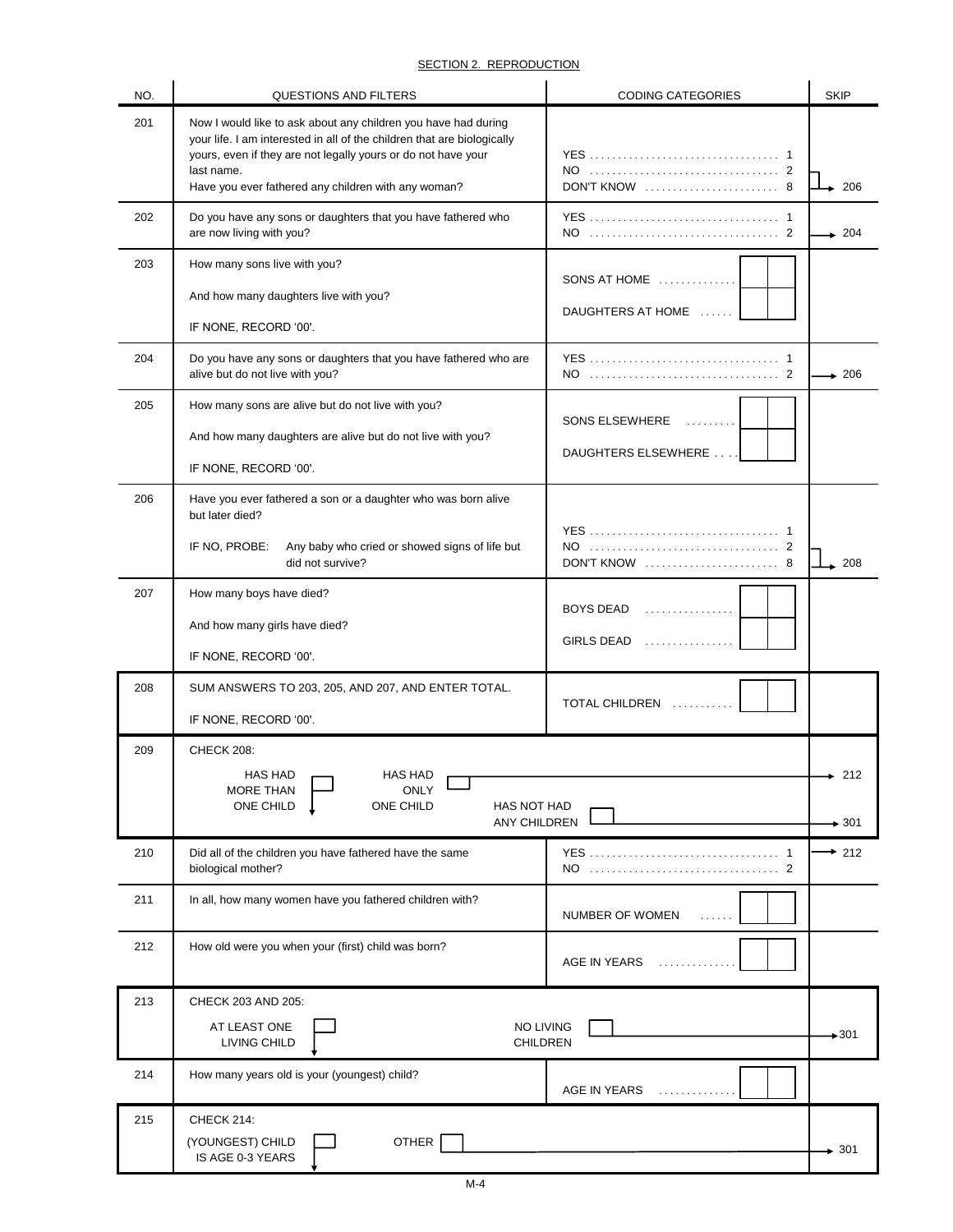## SECTION 2. REPRODUCTION

| NO. | QUESTIONS AND FILTERS | CODING CATEGORIES | SKIP |
|---|---|---|---|
| 201 | Now I would like to ask about any children you have had during your life. I am interested in all of the children that are biologically yours, even if they are not legally yours or do not have your last name.<br>Have you ever fathered any children with any woman? | YES . . . . . . . . . . 1<br>NO . . . . . . . . . . 2<br>DON'T KNOW . . . . . . . . 8 | NO/DON'T KNOW → 206 |
| 202 | Do you have any sons or daughters that you have fathered who are now living with you? | YES . . . . . . . . . . 1<br>NO . . . . . . . . . . 2 | NO → 204 |
| 203 | How many sons live with you?<br>And how many daughters live with you?<br>IF NONE, RECORD '00'. | SONS AT HOME . . . . . . [ ][ ]<br>DAUGHTERS AT HOME . . . . . . [ ][ ] | |
| 204 | Do you have any sons or daughters that you have fathered who are alive but do not live with you? | YES . . . . . . . . . . 1<br>NO . . . . . . . . . . 2 | NO → 206 |
| 205 | How many sons are alive but do not live with you?<br>And how many daughters are alive but do not live with you?<br>IF NONE, RECORD '00'. | SONS ELSEWHERE . . . . . . [ ][ ]<br>DAUGHTERS ELSEWHERE . . . . [ ][ ] | |
| 206 | Have you ever fathered a son or a daughter who was born alive but later died?<br>IF NO, PROBE: Any baby who cried or showed signs of life but did not survive? | YES . . . . . . . . . . 1<br>NO . . . . . . . . . . 2<br>DON'T KNOW . . . . . . . . 8 | NO/DON'T KNOW → 208 |
| 207 | How many boys have died?<br>And how many girls have died?<br>IF NONE, RECORD '00'. | BOYS DEAD . . . . . . [ ][ ]<br>GIRLS DEAD . . . . . . [ ][ ] | |
| 208 | SUM ANSWERS TO 203, 205, AND 207, AND ENTER TOTAL.<br>IF NONE, RECORD '00'. | TOTAL CHILDREN . . . . . . [ ][ ] | |
| 209 | CHECK 208:<br>HAS HAD MORE THAN ONE CHILD [ ] ↓<br>HAS HAD ONLY ONE CHILD [ ] → 212<br>HAS NOT HAD ANY CHILDREN [ ] → 301 | | 212<br>301 |
| 210 | Did all of the children you have fathered have the same biological mother? | YES . . . . . . . . . . 1<br>NO . . . . . . . . . . 2 | YES → 212 |
| 211 | In all, how many women have you fathered children with? | NUMBER OF WOMEN . . . . . . [ ][ ] | |
| 212 | How old were you when your (first) child was born? | AGE IN YEARS . . . . . . [ ][ ] | |
| 213 | CHECK 203 AND 205:<br>AT LEAST ONE LIVING CHILD [ ] ↓<br>NO LIVING CHILDREN [ ] → 301 | | 301 |
| 214 | How many years old is your (youngest) child? | AGE IN YEARS . . . . . . [ ][ ] | |
| 215 | CHECK 214:<br>(YOUNGEST) CHILD IS AGE 0-3 YEARS [ ] ↓<br>OTHER [ ] → 301 | | 301 |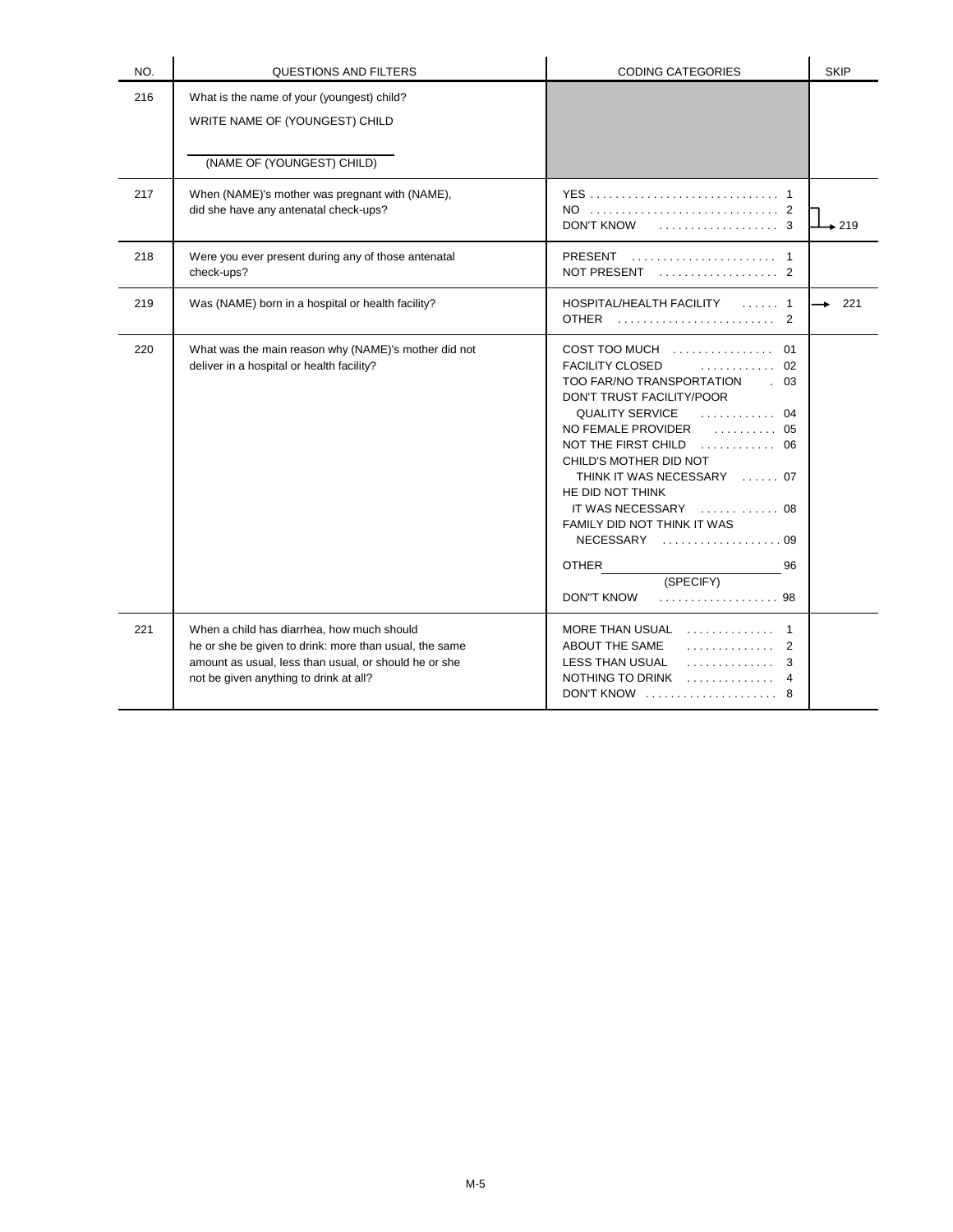| NO. | QUESTIONS AND FILTERS | CODING CATEGORIES | SKIP |
|---|---|---|---|
| 216 | What is the name of your (youngest) child?<br>WRITE NAME OF (YOUNGEST) CHILD<br><br>______________________<br>(NAME OF (YOUNGEST) CHILD) | | |
| 217 | When (NAME)'s mother was pregnant with (NAME), did she have any antenatal check-ups? | YES . . . . . . . . . . . . . . . . . . . . . . . . . . . . . 1<br>NO . . . . . . . . . . . . . . . . . . . . . . . . . . . . . 2<br>DON'T KNOW . . . . . . . . . . . . . . . . . . . 3 | NO, DON'T KNOW → 219 |
| 218 | Were you ever present during any of those antenatal check-ups? | PRESENT . . . . . . . . . . . . . . . . . . . . . . . 1<br>NOT PRESENT . . . . . . . . . . . . . . . . . . . 2 | |
| 219 | Was (NAME) born in a hospital or health facility? | HOSPITAL/HEALTH FACILITY . . . . . . 1<br>OTHER . . . . . . . . . . . . . . . . . . . . . . . . . 2 | HOSPITAL/HEALTH FACILITY → 221 |
| 220 | What was the main reason why (NAME)'s mother did not deliver in a hospital or health facility? | COST TOO MUCH . . . . . . . . . . . . . . . . 01<br>FACILITY CLOSED . . . . . . . . . . . . 02<br>TOO FAR/NO TRANSPORTATION . 03<br>DON'T TRUST FACILITY/POOR<br>QUALITY SERVICE . . . . . . . . . . . . 04<br>NO FEMALE PROVIDER . . . . . . . . . . 05<br>NOT THE FIRST CHILD . . . . . . . . . . . . 06<br>CHILD'S MOTHER DID NOT<br>THINK IT WAS NECESSARY . . . . . . 07<br>HE DID NOT THINK<br>IT WAS NECESSARY . . . . . . . . . . . . 08<br>FAMILY DID NOT THINK IT WAS<br>NECESSARY . . . . . . . . . . . . . . . . . . . 09<br><br>OTHER______________________ 96<br>(SPECIFY)<br>DON"T KNOW . . . . . . . . . . . . . . . . . . 98 | |
| 221 | When a child has diarrhea, how much should he or she be given to drink: more than usual, the same amount as usual, less than usual, or should he or she not be given anything to drink at all? | MORE THAN USUAL . . . . . . . . . . . . . . 1<br>ABOUT THE SAME . . . . . . . . . . . . . . 2<br>LESS THAN USUAL . . . . . . . . . . . . . . 3<br>NOTHING TO DRINK . . . . . . . . . . . . . . 4<br>DON'T KNOW . . . . . . . . . . . . . . . . . . . . . 8 | |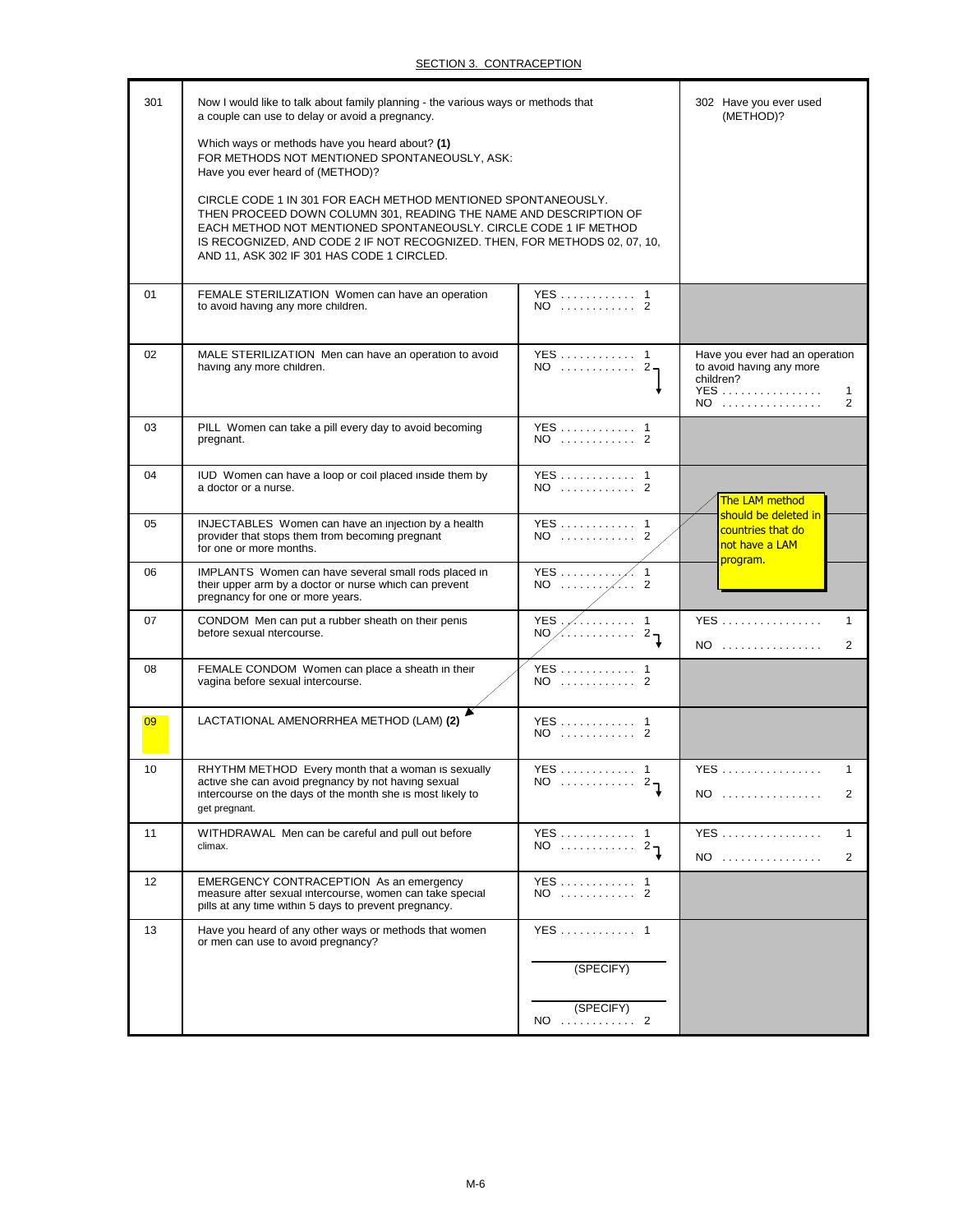## SECTION 3. CONTRACEPTION

| | | | |
|---|---|---|---|
| 301 | Now I would like to talk about family planning - the various ways or methods that a couple can use to delay or avoid a pregnancy.<br><br>Which ways or methods have you heard about? **(1)**<br>FOR METHODS NOT MENTIONED SPONTANEOUSLY, ASK:<br>Have you ever heard of (METHOD)?<br><br>CIRCLE CODE 1 IN 301 FOR EACH METHOD MENTIONED SPONTANEOUSLY. THEN PROCEED DOWN COLUMN 301, READING THE NAME AND DESCRIPTION OF EACH METHOD NOT MENTIONED SPONTANEOUSLY. CIRCLE CODE 1 IF METHOD IS RECOGNIZED, AND CODE 2 IF NOT RECOGNIZED. THEN, FOR METHODS 02, 07, 10, AND 11, ASK 302 IF 301 HAS CODE 1 CIRCLED. | | 302 Have you ever used (METHOD)? |
| 01 | FEMALE STERILIZATION Women can have an operation to avoid having any more children. | YES . . . . . . . . . . . . 1<br>NO . . . . . . . . . . . . 2 | |
| 02 | MALE STERILIZATION Men can have an operation to avoid having any more children. | YES . . . . . . . . . . . . 1<br>NO . . . . . . . . . . . . 2 ↓ | Have you ever had an operation to avoid having any more children?<br>YES . . . . . . . . . . . . . . . . 1<br>NO . . . . . . . . . . . . . . . . 2 |
| 03 | PILL Women can take a pill every day to avoid becoming pregnant. | YES . . . . . . . . . . . . 1<br>NO . . . . . . . . . . . . 2 | |
| 04 | IUD Women can have a loop or coil placed inside them by a doctor or a nurse. | YES . . . . . . . . . . . . 1<br>NO . . . . . . . . . . . . 2 | |
| 05 | INJECTABLES Women can have an injection by a health provider that stops them from becoming pregnant for one or more months. | YES . . . . . . . . . . . . 1<br>NO . . . . . . . . . . . . 2 | The LAM method should be deleted in countries that do not have a LAM program. |
| 06 | IMPLANTS Women can have several small rods placed in their upper arm by a doctor or nurse which can prevent pregnancy for one or more years. | YES . . . . . . . . . . . . 1<br>NO . . . . . . . . . . . . 2 | |
| 07 | CONDOM Men can put a rubber sheath on their penis before sexual intercourse. | YES . . . . . . . . . . . . 1<br>NO . . . . . . . . . . . . 2 ↓ | YES . . . . . . . . . . . . . . . . 1<br>NO . . . . . . . . . . . . . . . . 2 |
| 08 | FEMALE CONDOM Women can place a sheath in their vagina before sexual intercourse. | YES . . . . . . . . . . . . 1<br>NO . . . . . . . . . . . . 2 | |
| 09 | LACTATIONAL AMENORRHEA METHOD (LAM) **(2)** | YES . . . . . . . . . . . . 1<br>NO . . . . . . . . . . . . 2 | |
| 10 | RHYTHM METHOD Every month that a woman is sexually active she can avoid pregnancy by not having sexual intercourse on the days of the month she is most likely to get pregnant. | YES . . . . . . . . . . . . 1<br>NO . . . . . . . . . . . . 2 ↓ | YES . . . . . . . . . . . . . . . . 1<br>NO . . . . . . . . . . . . . . . . 2 |
| 11 | WITHDRAWAL Men can be careful and pull out before climax. | YES . . . . . . . . . . . . 1<br>NO . . . . . . . . . . . . 2 ↓ | YES . . . . . . . . . . . . . . . . 1<br>NO . . . . . . . . . . . . . . . . 2 |
| 12 | EMERGENCY CONTRACEPTION As an emergency measure after sexual intercourse, women can take special pills at any time within 5 days to prevent pregnancy. | YES . . . . . . . . . . . . 1<br>NO . . . . . . . . . . . . 2 | |
| 13 | Have you heard of any other ways or methods that women or men can use to avoid pregnancy? | YES . . . . . . . . . . . . 1<br>\_\_\_\_\_\_\_\_\_\_\_\_\_\_\_\_<br>(SPECIFY)<br>\_\_\_\_\_\_\_\_\_\_\_\_\_\_\_\_<br>(SPECIFY)<br>NO . . . . . . . . . . . . 2 | |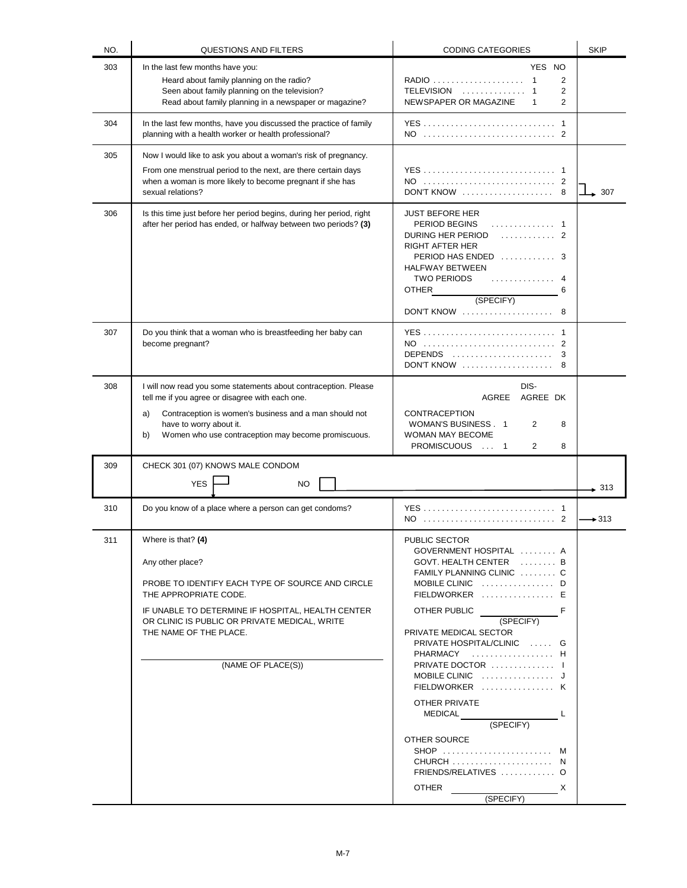| NO. | QUESTIONS AND FILTERS | CODING CATEGORIES | SKIP |
|---|---|---|---|
| 303 | In the last few months have you:<br>Heard about family planning on the radio?<br>Seen about family planning on the television?<br>Read about family planning in a newspaper or magazine? | YES NO<br>RADIO . . . . . . . . . . . . . . . . . . . . 1 2<br>TELEVISION . . . . . . . . . . . . . . 1 2<br>NEWSPAPER OR MAGAZINE 1 2 | |
| 304 | In the last few months, have you discussed the practice of family planning with a health worker or health professional? | YES . . . . . . . . . . . . . . . . . . . . . . . . . . . . 1<br>NO . . . . . . . . . . . . . . . . . . . . . . . . . . . . 2 | |
| 305 | Now I would like to ask you about a woman's risk of pregnancy.<br>From one menstrual period to the next, are there certain days when a woman is more likely to become pregnant if she has sexual relations? | YES . . . . . . . . . . . . . . . . . . . . . . . . . . . . 1<br>NO . . . . . . . . . . . . . . . . . . . . . . . . . . . . 2<br>DON'T KNOW . . . . . . . . . . . . . . . . . . . . 8 | 2, 8 → 307 |
| 306 | Is this time just before her period begins, during her period, right after her period has ended, or halfway between two periods? **(3)** | JUST BEFORE HER PERIOD BEGINS . . . . . . . . . . . . . . 1<br>DURING HER PERIOD . . . . . . . . . . . . 2<br>RIGHT AFTER HER PERIOD HAS ENDED . . . . . . . . . . . . 3<br>HALFWAY BETWEEN TWO PERIODS . . . . . . . . . . . . . . 4<br>OTHER ______________ 6<br>(SPECIFY)<br>DON'T KNOW . . . . . . . . . . . . . . . . . . . . 8 | |
| 307 | Do you think that a woman who is breastfeeding her baby can become pregnant? | YES . . . . . . . . . . . . . . . . . . . . . . . . . . . . 1<br>NO . . . . . . . . . . . . . . . . . . . . . . . . . . . . 2<br>DEPENDS . . . . . . . . . . . . . . . . . . . . . . 3<br>DON'T KNOW . . . . . . . . . . . . . . . . . . . . 8 | |
| 308 | I will now read you some statements about contraception. Please tell me if you agree or disagree with each one.<br>a) Contraception is women's business and a man should not have to worry about it.<br>b) Women who use contraception may become promiscuous. | AGREE DISAGREE DK<br>CONTRACEPTION WOMAN'S BUSINESS . 1 2 8<br>WOMAN MAY BECOME PROMISCUOUS . . . 1 2 8 | |
| 309 | CHECK 301 (07) KNOWS MALE CONDOM<br>YES ☐ ↓ NO ☐ | | NO → 313 |
| 310 | Do you know of a place where a person can get condoms? | YES . . . . . . . . . . . . . . . . . . . . . . . . . . . . 1<br>NO . . . . . . . . . . . . . . . . . . . . . . . . . . . . 2 | 2 → 313 |
| 311 | Where is that? **(4)**<br>Any other place?<br>PROBE TO IDENTIFY EACH TYPE OF SOURCE AND CIRCLE THE APPROPRIATE CODE.<br>IF UNABLE TO DETERMINE IF HOSPITAL, HEALTH CENTER OR CLINIC IS PUBLIC OR PRIVATE MEDICAL, WRITE THE NAME OF THE PLACE.<br>______________<br>(NAME OF PLACE(S)) | PUBLIC SECTOR<br>GOVERNMENT HOSPITAL . . . . . . . . A<br>GOVT. HEALTH CENTER . . . . . . . . B<br>FAMILY PLANNING CLINIC . . . . . . . . C<br>MOBILE CLINIC . . . . . . . . . . . . . . . . D<br>FIELDWORKER . . . . . . . . . . . . . . . . E<br>OTHER PUBLIC ______________ F<br>(SPECIFY)<br>PRIVATE MEDICAL SECTOR<br>PRIVATE HOSPITAL/CLINIC . . . . . G<br>PHARMACY . . . . . . . . . . . . . . . . . . H<br>PRIVATE DOCTOR . . . . . . . . . . . . . . I<br>MOBILE CLINIC . . . . . . . . . . . . . . . . J<br>FIELDWORKER . . . . . . . . . . . . . . . . K<br>OTHER PRIVATE MEDICAL ______________ L<br>(SPECIFY)<br>OTHER SOURCE<br>SHOP . . . . . . . . . . . . . . . . . . . . . . . . M<br>CHURCH . . . . . . . . . . . . . . . . . . . . . . N<br>FRIENDS/RELATIVES . . . . . . . . . . . . O<br>OTHER ______________ X<br>(SPECIFY) | |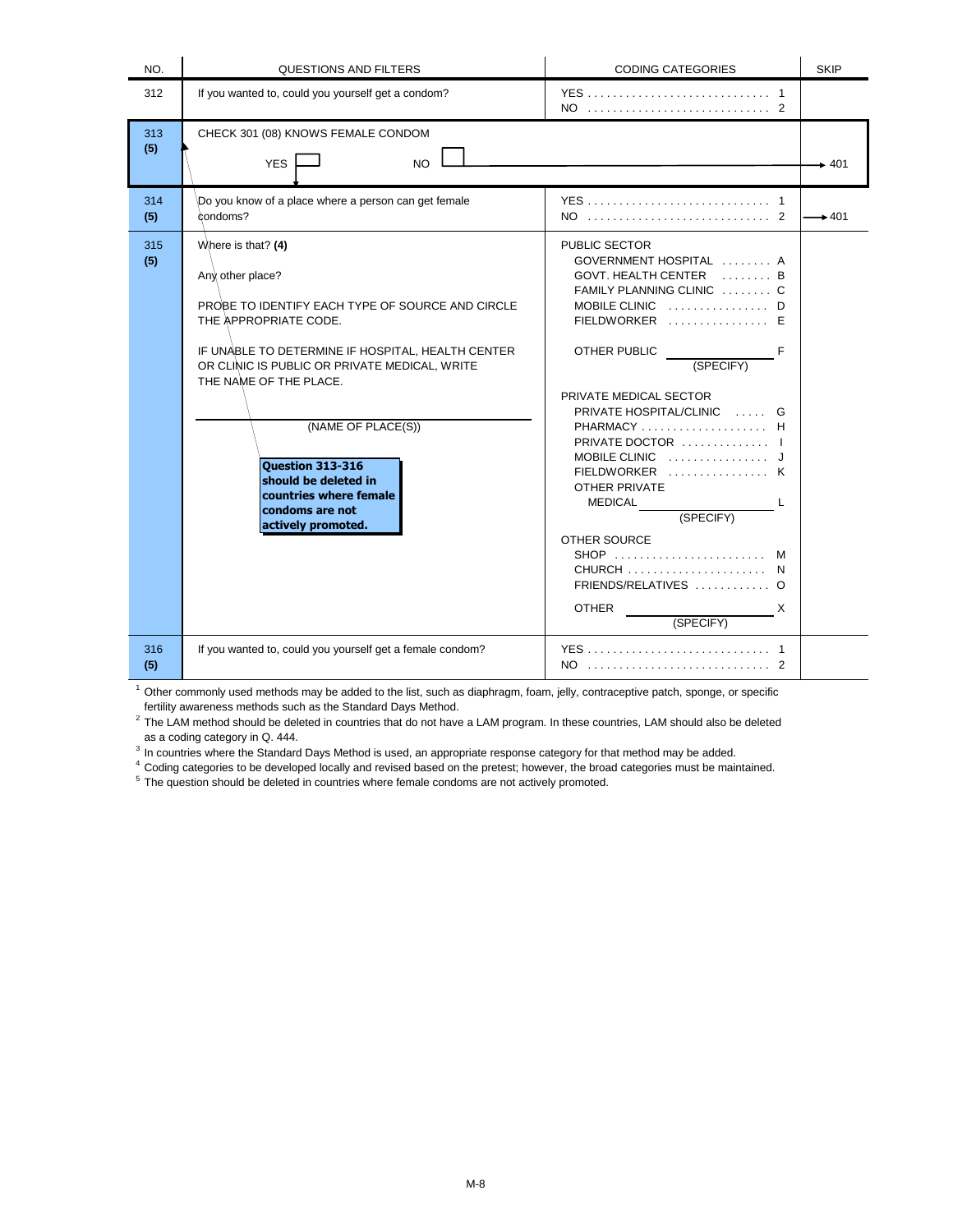| NO. | QUESTIONS AND FILTERS | CODING CATEGORIES | SKIP |
|---|---|---|---|
| 312 | If you wanted to, could you yourself get a condom? | YES . . . . 1<br>NO . . . . 2 | |
| 313<br>**(5)** | CHECK 301 (08) KNOWS FEMALE CONDOM<br><br>YES ☐ NO ☐ | | NO → 401 |
| 314<br>**(5)** | Do you know of a place where a person can get female condoms? | YES . . . . 1<br>NO . . . . 2 | NO → 401 |
| 315<br>**(5)** | Where is that? **(4)**<br><br>Any other place?<br><br>PROBE TO IDENTIFY EACH TYPE OF SOURCE AND CIRCLE THE APPROPRIATE CODE.<br><br>IF UNABLE TO DETERMINE IF HOSPITAL, HEALTH CENTER OR CLINIC IS PUBLIC OR PRIVATE MEDICAL, WRITE THE NAME OF THE PLACE.<br><br>\_\_\_\_\_\_\_\_\_\_\_\_\_\_\_\_\_\_\_\_<br>(NAME OF PLACE(S))<br><br>**Question 313-316 should be deleted in countries where female condoms are not actively promoted.** | PUBLIC SECTOR<br>GOVERNMENT HOSPITAL . . . . A<br>GOVT. HEALTH CENTER . . . . B<br>FAMILY PLANNING CLINIC . . . . C<br>MOBILE CLINIC . . . . D<br>FIELDWORKER . . . . E<br><br>OTHER PUBLIC \_\_\_\_\_\_\_\_ F<br>(SPECIFY)<br><br>PRIVATE MEDICAL SECTOR<br>PRIVATE HOSPITAL/CLINIC . . . . G<br>PHARMACY . . . . H<br>PRIVATE DOCTOR . . . . I<br>MOBILE CLINIC . . . . J<br>FIELDWORKER . . . . K<br>OTHER PRIVATE MEDICAL \_\_\_\_\_\_\_\_ L<br>(SPECIFY)<br><br>OTHER SOURCE<br>SHOP . . . . M<br>CHURCH . . . . N<br>FRIENDS/RELATIVES . . . . O<br><br>OTHER \_\_\_\_\_\_\_\_ X<br>(SPECIFY) | |
| 316<br>**(5)** | If you wanted to, could you yourself get a female condom? | YES . . . . 1<br>NO . . . . 2 | |

[1] Other commonly used methods may be added to the list, such as diaphragm, foam, jelly, contraceptive patch, sponge, or specific fertility awareness methods such as the Standard Days Method.

[2] The LAM method should be deleted in countries that do not have a LAM program. In these countries, LAM should also be deleted as a coding category in Q. 444.

[3] In countries where the Standard Days Method is used, an appropriate response category for that method may be added.

[4] Coding categories to be developed locally and revised based on the pretest; however, the broad categories must be maintained.

[5] The question should be deleted in countries where female condoms are not actively promoted.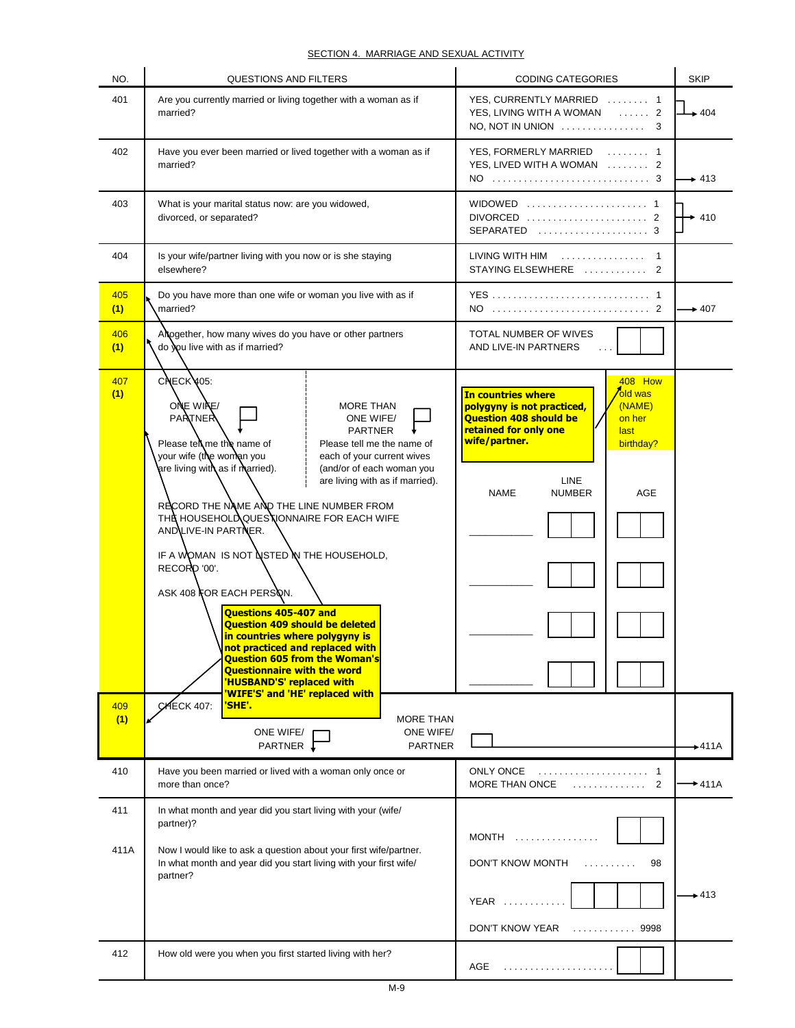## SECTION 4. MARRIAGE AND SEXUAL ACTIVITY

| NO. | QUESTIONS AND FILTERS | CODING CATEGORIES | SKIP |
|---|---|---|---|
| 401 | Are you currently married or living together with a woman as if married? | YES, CURRENTLY MARRIED . . . . . . . . 1<br>YES, LIVING WITH A WOMAN . . . . . . 2<br>NO, NOT IN UNION . . . . . . . . . . . . . . . . 3 | 1, 2 → 404 |
| 402 | Have you ever been married or lived together with a woman as if married? | YES, FORMERLY MARRIED . . . . . . . . 1<br>YES, LIVED WITH A WOMAN . . . . . . . . 2<br>NO . . . . . . . . . . . . . . . . . . . . . . . . . . . . . 3 | 3 → 413 |
| 403 | What is your marital status now: are you widowed, divorced, or separated? | WIDOWED . . . . . . . . . . . . . . . . . . . . . . 1<br>DIVORCED . . . . . . . . . . . . . . . . . . . . . . 2<br>SEPARATED . . . . . . . . . . . . . . . . . . . . 3 | → 410 |
| 404 | Is your wife/partner living with you now or is she staying elsewhere? | LIVING WITH HIM . . . . . . . . . . . . . . . . 1<br>STAYING ELSEWHERE . . . . . . . . . . . . 2 | |
| 405 (1) | Do you have more than one wife or woman you live with as if married? | YES . . . . . . . . . . . . . . . . . . . . . . . . . . . . . 1<br>NO . . . . . . . . . . . . . . . . . . . . . . . . . . . . . 2 | 2 → 407 |
| 406 (1) | Altogether, how many wives do you have or other partners do you live with as if married? | TOTAL NUMBER OF WIVES AND LIVE-IN PARTNERS . . . [ ][ ] | |
| 407 (1) | CHECK 405:<br>ONE WIFE/PARTNER [ ] — Please tell me the name of your wife (the woman you are living with as if married).<br>MORE THAN ONE WIFE/PARTNER [ ] — Please tell me the name of each of your current wives (and/or of each woman you are living with as if married).<br><br>RECORD THE NAME AND THE LINE NUMBER FROM THE HOUSEHOLD QUESTIONNAIRE FOR EACH WIFE AND LIVE-IN PARTNER.<br><br>IF A WOMAN IS NOT LISTED IN THE HOUSEHOLD, RECORD '00'.<br><br>ASK 408 FOR EACH PERSON.<br><br>**Questions 405-407 and Question 409 should be deleted in countries where polygyny is not practiced and replaced with Question 605 from the Woman's Questionnaire with the word 'HUSBAND'S' replaced with 'WIFE'S' and 'HE' replaced with 'SHE'.** | **In countries where polygyny is not practiced, Question 408 should be retained for only one wife/partner.**<br><br>408 How old was (NAME) on her last birthday?<br><br>NAME / LINE NUMBER / AGE<br>\_\_\_\_\_\_\_\_ [ ][ ] [ ][ ]<br>\_\_\_\_\_\_\_\_ [ ][ ] [ ][ ]<br>\_\_\_\_\_\_\_\_ [ ][ ] [ ][ ]<br>\_\_\_\_\_\_\_\_ [ ][ ] [ ][ ] | |
| 409 (1) | CHECK 407:<br>ONE WIFE/PARTNER [ ]<br>MORE THAN ONE WIFE/PARTNER [ ] | | MORE THAN ONE → 411A |
| 410 | Have you been married or lived with a woman only once or more than once? | ONLY ONCE . . . . . . . . . . . . . . . . . . . . . 1<br>MORE THAN ONCE . . . . . . . . . . . . . . 2 | 2 → 411A |
| 411<br><br>411A | In what month and year did you start living with your (wife/partner)?<br><br>Now I would like to ask a question about your first wife/partner. In what month and year did you start living with your first wife/partner? | MONTH . . . . . . . . . . . . . . . . [ ][ ]<br>DON'T KNOW MONTH . . . . . . . . . . 98<br><br>YEAR . . . . . . . . . . . . [ ][ ][ ][ ]<br>DON'T KNOW YEAR . . . . . . . . . . . . 9998 | → 413 |
| 412 | How old were you when you first started living with her? | AGE . . . . . . . . . . . . . . . . . . . . . [ ][ ] | |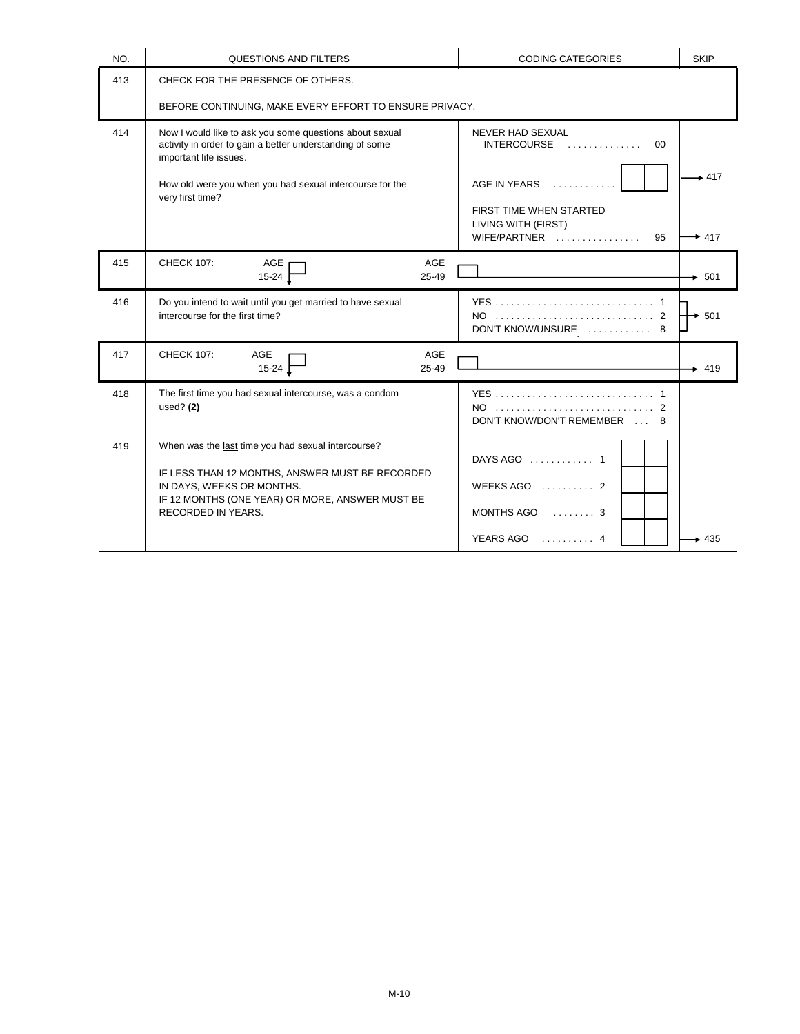| NO. | QUESTIONS AND FILTERS | CODING CATEGORIES | SKIP |
|---|---|---|---|
| 413 | CHECK FOR THE PRESENCE OF OTHERS.<br><br>BEFORE CONTINUING, MAKE EVERY EFFORT TO ENSURE PRIVACY. | | |
| 414 | Now I would like to ask you some questions about sexual activity in order to gain a better understanding of some important life issues.<br><br>How old were you when you had sexual intercourse for the very first time? | NEVER HAD SEXUAL INTERCOURSE . . . . . . . . . . . . . . 00<br><br>AGE IN YEARS . . . . . . . . . . . . [ ][ ]<br><br>FIRST TIME WHEN STARTED LIVING WITH (FIRST) WIFE/PARTNER . . . . . . . . . . . . . . . . 95 | → 417<br><br><br><br>→ 417 |
| 415 | CHECK 107: AGE 15-24 [ ] ↓ AGE 25-49 [ ] | | → 501 |
| 416 | Do you intend to wait until you get married to have sexual intercourse for the first time? | YES . . . . . . . . . . . . . . . . . . . . . . . . . . . . . 1<br>NO . . . . . . . . . . . . . . . . . . . . . . . . . . . . . 2<br>DON'T KNOW/UNSURE . . . . . . . . . . . . 8 | → 501 |
| 417 | CHECK 107: AGE 15-24 [ ] ↓ AGE 25-49 [ ] | | → 419 |
| 418 | The first time you had sexual intercourse, was a condom used? **(2)** | YES . . . . . . . . . . . . . . . . . . . . . . . . . . . . . 1<br>NO . . . . . . . . . . . . . . . . . . . . . . . . . . . . . 2<br>DON'T KNOW/DON'T REMEMBER . . . 8 | |
| 419 | When was the last time you had sexual intercourse?<br><br>IF LESS THAN 12 MONTHS, ANSWER MUST BE RECORDED IN DAYS, WEEKS OR MONTHS.<br>IF 12 MONTHS (ONE YEAR) OR MORE, ANSWER MUST BE RECORDED IN YEARS. | DAYS AGO . . . . . . . . . . . . 1 [ ][ ]<br><br>WEEKS AGO . . . . . . . . . . 2 [ ][ ]<br><br>MONTHS AGO . . . . . . . . 3 [ ][ ]<br><br>YEARS AGO . . . . . . . . . . 4 [ ][ ] | <br><br><br><br><br><br>→ 435 |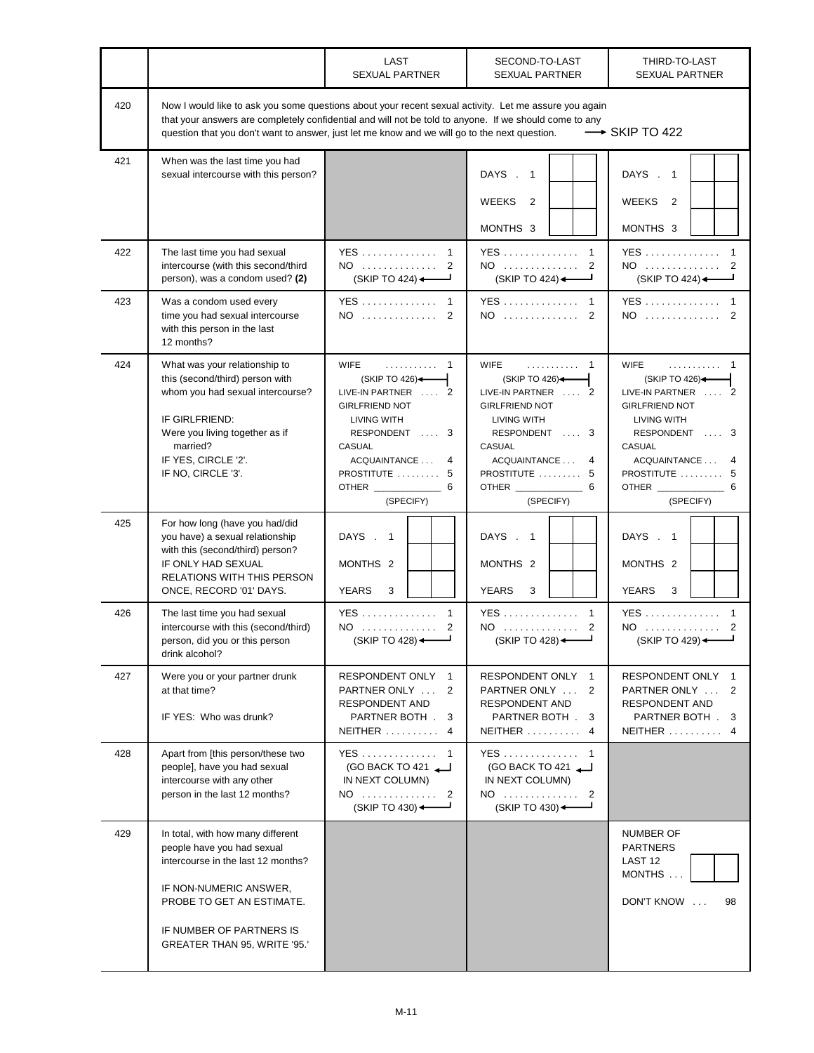| | | LAST SEXUAL PARTNER | SECOND-TO-LAST SEXUAL PARTNER | THIRD-TO-LAST SEXUAL PARTNER |
|---|---|---|---|---|
| 420 | Now I would like to ask you some questions about your recent sexual activity. Let me assure you again that your answers are completely confidential and will not be told to anyone. If we should come to any question that you don't want to answer, just let me know and we will go to the next question. → SKIP TO 422 | | | |
| 421 | When was the last time you had sexual intercourse with this person? | | DAYS . 1 [ ][ ]<br>WEEKS 2 [ ][ ]<br>MONTHS 3 [ ][ ] | DAYS . 1 [ ][ ]<br>WEEKS 2 [ ][ ]<br>MONTHS 3 [ ][ ] |
| 422 | The last time you had sexual intercourse (with this second/third person), was a condom used? **(2)** | YES . . . . . . . . . . . . . . 1<br>NO . . . . . . . . . . . . . . 2<br>(SKIP TO 424) | YES . . . . . . . . . . . . . . 1<br>NO . . . . . . . . . . . . . . 2<br>(SKIP TO 424) | YES . . . . . . . . . . . . . . 1<br>NO . . . . . . . . . . . . . . 2<br>(SKIP TO 424) |
| 423 | Was a condom used every time you had sexual intercourse with this person in the last 12 months? | YES . . . . . . . . . . . . . . 1<br>NO . . . . . . . . . . . . . . 2 | YES . . . . . . . . . . . . . . 1<br>NO . . . . . . . . . . . . . . 2 | YES . . . . . . . . . . . . . . 1<br>NO . . . . . . . . . . . . . . 2 |
| 424 | What was your relationship to this (second/third) person with whom you had sexual intercourse?<br><br>IF GIRLFRIEND:<br>Were you living together as if married?<br>IF YES, CIRCLE '2'.<br>IF NO, CIRCLE '3'. | WIFE . . . . . . . . . . . 1<br>(SKIP TO 426)<br>LIVE-IN PARTNER . . . . 2<br>GIRLFRIEND NOT LIVING WITH RESPONDENT . . . . 3<br>CASUAL ACQUAINTANCE . . . 4<br>PROSTITUTE . . . . . . . . . 5<br>OTHER ______________ 6<br>(SPECIFY) | WIFE . . . . . . . . . . . 1<br>(SKIP TO 426)<br>LIVE-IN PARTNER . . . . 2<br>GIRLFRIEND NOT LIVING WITH RESPONDENT . . . . 3<br>CASUAL ACQUAINTANCE . . . 4<br>PROSTITUTE . . . . . . . . . 5<br>OTHER ______________ 6<br>(SPECIFY) | WIFE . . . . . . . . . . . 1<br>(SKIP TO 426)<br>LIVE-IN PARTNER . . . . 2<br>GIRLFRIEND NOT LIVING WITH RESPONDENT . . . . 3<br>CASUAL ACQUAINTANCE . . . 4<br>PROSTITUTE . . . . . . . . . 5<br>OTHER ______________ 6<br>(SPECIFY) |
| 425 | For how long (have you had/did you have) a sexual relationship with this (second/third) person?<br>IF ONLY HAD SEXUAL RELATIONS WITH THIS PERSON ONCE, RECORD '01' DAYS. | DAYS . 1 [ ][ ]<br>MONTHS 2 [ ][ ]<br>YEARS 3 [ ][ ] | DAYS . 1 [ ][ ]<br>MONTHS 2 [ ][ ]<br>YEARS 3 [ ][ ] | DAYS . 1 [ ][ ]<br>MONTHS 2 [ ][ ]<br>YEARS 3 [ ][ ] |
| 426 | The last time you had sexual intercourse with this (second/third) person, did you or this person drink alcohol? | YES . . . . . . . . . . . . . . 1<br>NO . . . . . . . . . . . . . . 2<br>(SKIP TO 428) | YES . . . . . . . . . . . . . . 1<br>NO . . . . . . . . . . . . . . 2<br>(SKIP TO 428) | YES . . . . . . . . . . . . . . 1<br>NO . . . . . . . . . . . . . . 2<br>(SKIP TO 429) |
| 427 | Were you or your partner drunk at that time?<br><br>IF YES: Who was drunk? | RESPONDENT ONLY 1<br>PARTNER ONLY . . . 2<br>RESPONDENT AND PARTNER BOTH . 3<br>NEITHER . . . . . . . . . . 4 | RESPONDENT ONLY 1<br>PARTNER ONLY . . . 2<br>RESPONDENT AND PARTNER BOTH . 3<br>NEITHER . . . . . . . . . . 4 | RESPONDENT ONLY 1<br>PARTNER ONLY . . . 2<br>RESPONDENT AND PARTNER BOTH . 3<br>NEITHER . . . . . . . . . . 4 |
| 428 | Apart from [this person/these two people], have you had sexual intercourse with any other person in the last 12 months? | YES . . . . . . . . . . . . . . 1<br>(GO BACK TO 421 IN NEXT COLUMN)<br>NO . . . . . . . . . . . . . . 2<br>(SKIP TO 430) | YES . . . . . . . . . . . . . . 1<br>(GO BACK TO 421 IN NEXT COLUMN)<br>NO . . . . . . . . . . . . . . 2<br>(SKIP TO 430) | |
| 429 | In total, with how many different people have you had sexual intercourse in the last 12 months?<br><br>IF NON-NUMERIC ANSWER, PROBE TO GET AN ESTIMATE.<br><br>IF NUMBER OF PARTNERS IS GREATER THAN 95, WRITE '95.' | | | NUMBER OF PARTNERS LAST 12 MONTHS . . . [ ][ ]<br><br>DON'T KNOW . . . 98 |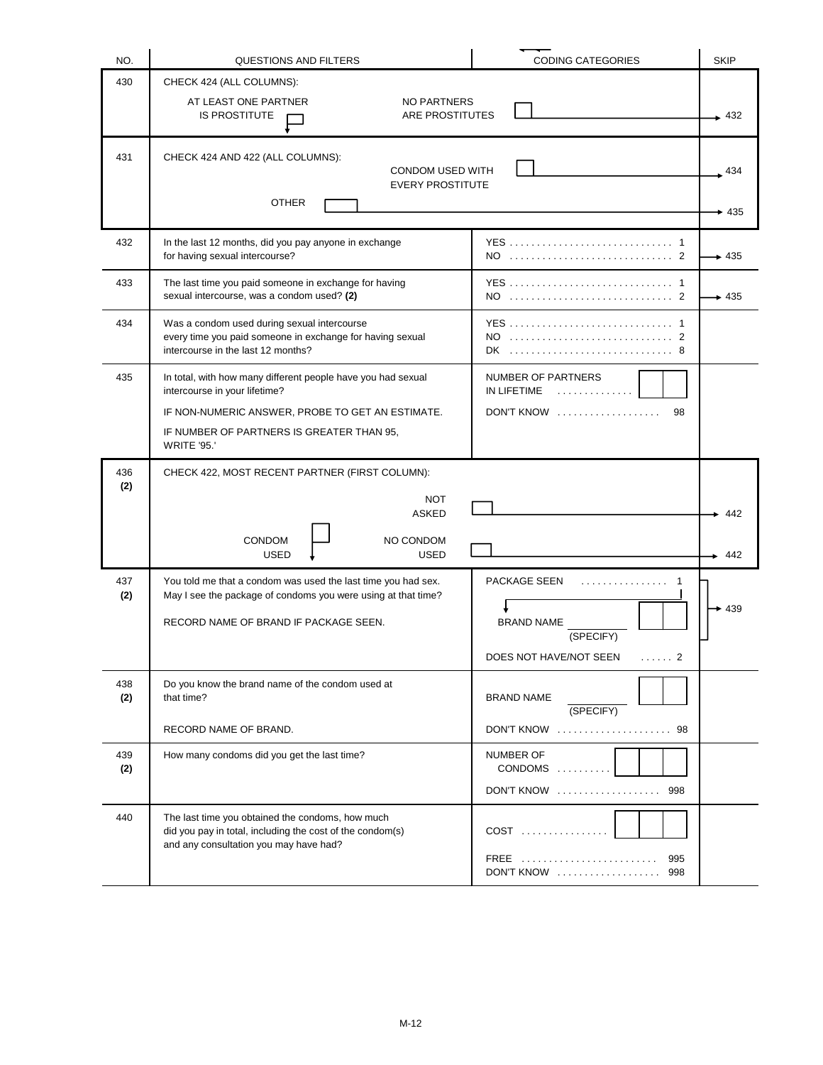| NO. | QUESTIONS AND FILTERS | CODING CATEGORIES | SKIP |
|---|---|---|---|
| 430 | CHECK 424 (ALL COLUMNS):<br>AT LEAST ONE PARTNER IS PROSTITUTE ☐<br>NO PARTNERS ARE PROSTITUTES ☐ | | → 432 |
| 431 | CHECK 424 AND 422 (ALL COLUMNS):<br>CONDOM USED WITH EVERY PROSTITUTE ☐ → 434<br>OTHER ☐ → 435 | | 434<br>435 |
| 432 | In the last 12 months, did you pay anyone in exchange for having sexual intercourse? | YES . . . . . . . . . . 1<br>NO . . . . . . . . . . 2 | <br>→ 435 |
| 433 | The last time you paid someone in exchange for having sexual intercourse, was a condom used? **(2)** | YES . . . . . . . . . . 1<br>NO . . . . . . . . . . 2 | <br>→ 435 |
| 434 | Was a condom used during sexual intercourse every time you paid someone in exchange for having sexual intercourse in the last 12 months? | YES . . . . . . . . . . 1<br>NO . . . . . . . . . . 2<br>DK . . . . . . . . . . 8 | |
| 435 | In total, with how many different people have you had sexual intercourse in your lifetime?<br>IF NON-NUMERIC ANSWER, PROBE TO GET AN ESTIMATE.<br>IF NUMBER OF PARTNERS IS GREATER THAN 95, WRITE '95.' | NUMBER OF PARTNERS IN LIFETIME . . . . . [ ][ ]<br>DON'T KNOW . . . . . . . . . . 98 | |
| 436 **(2)** | CHECK 422, MOST RECENT PARTNER (FIRST COLUMN):<br>NOT ASKED ☐ → 442<br>CONDOM USED ☐<br>NO CONDOM USED ☐ → 442 | | 442<br>442 |
| 437 **(2)** | You told me that a condom was used the last time you had sex. May I see the package of condoms you were using at that time?<br>RECORD NAME OF BRAND IF PACKAGE SEEN. | PACKAGE SEEN . . . . . . . . . . 1<br>BRAND NAME ________ (SPECIFY) [ ][ ]<br>DOES NOT HAVE/NOT SEEN . . . . . . 2 | → 439 |
| 438 **(2)** | Do you know the brand name of the condom used at that time?<br>RECORD NAME OF BRAND. | BRAND NAME ________ (SPECIFY) [ ][ ]<br>DON'T KNOW . . . . . . . . . . 98 | |
| 439 **(2)** | How many condoms did you get the last time? | NUMBER OF CONDOMS . . . . . . [ ][ ][ ]<br>DON'T KNOW . . . . . . . . . . 998 | |
| 440 | The last time you obtained the condoms, how much did you pay in total, including the cost of the condom(s) and any consultation you may have had? | COST . . . . . . . . . . [ ][ ][ ]<br>FREE . . . . . . . . . . 995<br>DON'T KNOW . . . . . . . . . . 998 | |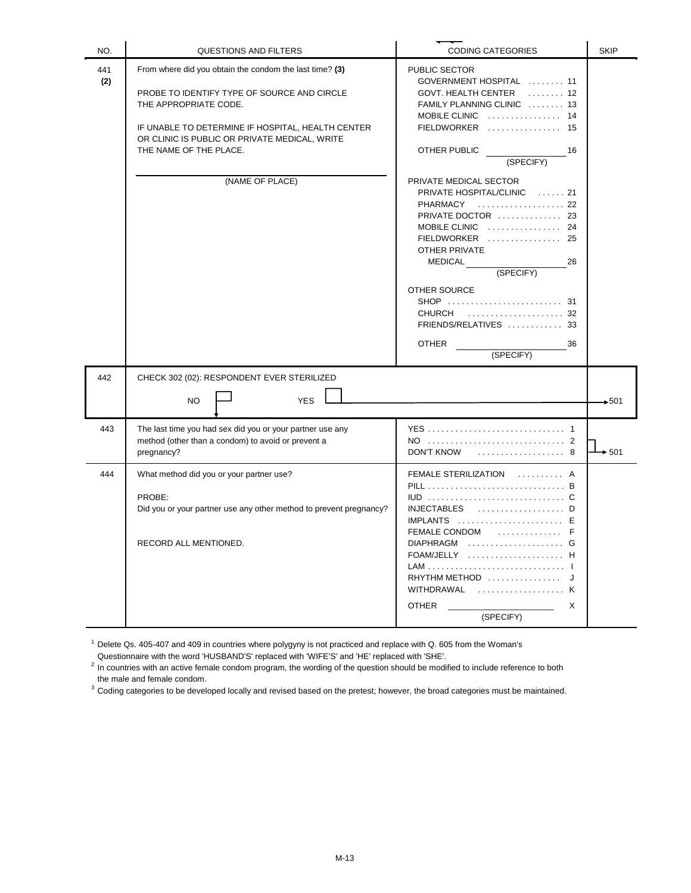| NO. | QUESTIONS AND FILTERS | CODING CATEGORIES | SKIP |
|---|---|---|---|
| 441 (2) | From where did you obtain the condom the last time? **(3)**<br><br>PROBE TO IDENTIFY TYPE OF SOURCE AND CIRCLE THE APPROPRIATE CODE.<br><br>IF UNABLE TO DETERMINE IF HOSPITAL, HEALTH CENTER OR CLINIC IS PUBLIC OR PRIVATE MEDICAL, WRITE THE NAME OF THE PLACE.<br><br>\_\_\_\_\_\_\_\_\_\_\_\_\_\_\_\_\_\_\_\_<br>(NAME OF PLACE) | PUBLIC SECTOR<br>GOVERNMENT HOSPITAL . . . . . . . . 11<br>GOVT. HEALTH CENTER . . . . . . . . 12<br>FAMILY PLANNING CLINIC . . . . . . . . 13<br>MOBILE CLINIC . . . . . . . . . . . . . . . . 14<br>FIELDWORKER . . . . . . . . . . . . . . . . 15<br>OTHER PUBLIC \_\_\_\_\_\_\_\_\_\_ 16<br>(SPECIFY)<br><br>PRIVATE MEDICAL SECTOR<br>PRIVATE HOSPITAL/CLINIC . . . . . . 21<br>PHARMACY . . . . . . . . . . . . . . . . . . 22<br>PRIVATE DOCTOR . . . . . . . . . . . . . . 23<br>MOBILE CLINIC . . . . . . . . . . . . . . . . 24<br>FIELDWORKER . . . . . . . . . . . . . . . . 25<br>OTHER PRIVATE<br>MEDICAL \_\_\_\_\_\_\_\_\_\_ 26<br>(SPECIFY)<br><br>OTHER SOURCE<br>SHOP . . . . . . . . . . . . . . . . . . . . . . . . . 31<br>CHURCH . . . . . . . . . . . . . . . . . . . . . 32<br>FRIENDS/RELATIVES . . . . . . . . . . . . 33<br>OTHER \_\_\_\_\_\_\_\_\_\_ 36<br>(SPECIFY) | |
| 442 | CHECK 302 (02): RESPONDENT EVER STERILIZED<br><br>NO ☐ YES ☐ | | YES → 501 |
| 443 | The last time you had sex did you or your partner use any method (other than a condom) to avoid or prevent a pregnancy? | YES . . . . . . . . . . . . . . . . . . . . . . . . . . . . . 1<br>NO . . . . . . . . . . . . . . . . . . . . . . . . . . . . . 2<br>DON'T KNOW . . . . . . . . . . . . . . . . . . 8 | NO, DON'T KNOW → 501 |
| 444 | What method did you or your partner use?<br><br>PROBE:<br>Did you or your partner use any other method to prevent pregnancy?<br><br>RECORD ALL MENTIONED. | FEMALE STERILIZATION . . . . . . . . . . A<br>PILL . . . . . . . . . . . . . . . . . . . . . . . . . . . . . B<br>IUD . . . . . . . . . . . . . . . . . . . . . . . . . . . . . C<br>INJECTABLES . . . . . . . . . . . . . . . . . . D<br>IMPLANTS . . . . . . . . . . . . . . . . . . . . . . . E<br>FEMALE CONDOM . . . . . . . . . . . . . . F<br>DIAPHRAGM . . . . . . . . . . . . . . . . . . . . . G<br>FOAM/JELLY . . . . . . . . . . . . . . . . . . . . . H<br>LAM . . . . . . . . . . . . . . . . . . . . . . . . . . . . . I<br>RHYTHM METHOD . . . . . . . . . . . . . . . . J<br>WITHDRAWAL . . . . . . . . . . . . . . . . . . K<br>OTHER \_\_\_\_\_\_\_\_\_\_ X<br>(SPECIFY) | |

[1] Delete Qs. 405-407 and 409 in countries where polygyny is not practiced and replace with Q. 605 from the Woman's Questionnaire with the word 'HUSBAND'S' replaced with 'WIFE'S' and 'HE' replaced with 'SHE'.

[2] In countries with an active female condom program, the wording of the question should be modified to include reference to both the male and female condom.

[3] Coding categories to be developed locally and revised based on the pretest; however, the broad categories must be maintained.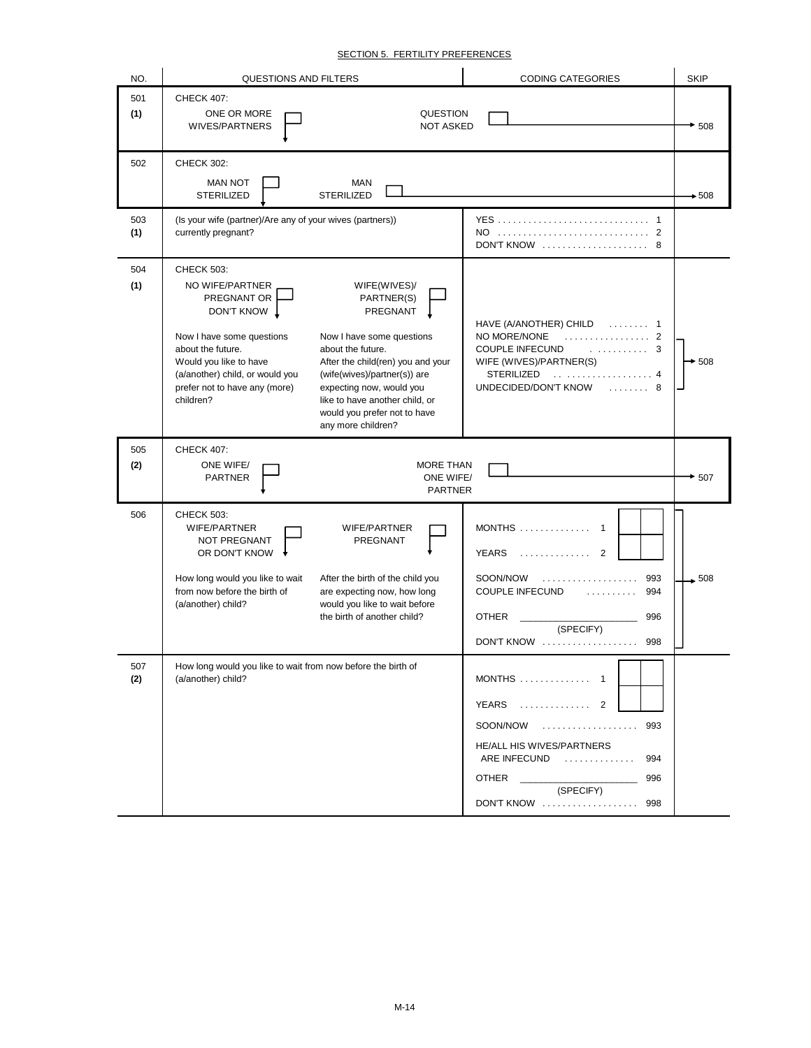## SECTION 5. FERTILITY PREFERENCES

| NO. | QUESTIONS AND FILTERS | CODING CATEGORIES | SKIP |
|---|---|---|---|
| 501 (1) | CHECK 407:<br>ONE OR MORE WIVES/PARTNERS ☐ ↓ QUESTION NOT ASKED ☐ | | → 508 |
| 502 | CHECK 302:<br>MAN NOT STERILIZED ☐ ↓ MAN STERILIZED ☐ | | → 508 |
| 503 (1) | (Is your wife (partner)/Are any of your wives (partners)) currently pregnant? | YES . . . . . . . . . . 1<br>NO . . . . . . . . . . 2<br>DON'T KNOW . . . . . . . . . . 8 | |
| 504 (1) | CHECK 503:<br>NO WIFE/PARTNER PREGNANT OR DON'T KNOW ☐ ↓ WIFE(WIVES)/ PARTNER(S) PREGNANT ☐ ↓<br>Now I have some questions about the future. Would you like to have (a/another) child, or would you prefer not to have any (more) children?<br>Now I have some questions about the future. After the child(ren) you and your (wife(wives)/partner(s)) are expecting now, would you like to have another child, or would you prefer not to have any more children? | HAVE (A/ANOTHER) CHILD . . . . . . . . 1<br>NO MORE/NONE . . . . . . . . . . 2<br>COUPLE INFECUND . . . . . . . . . . 3<br>WIFE (WIVES)/PARTNER(S) STERILIZED . . . . . . . . . . 4<br>UNDECIDED/DON'T KNOW . . . . . . . . 8 | 2, 3, 4, 8 → 508 |
| 505 (2) | CHECK 407:<br>ONE WIFE/ PARTNER ☐ ↓ MORE THAN ONE WIFE/ PARTNER ☐ | | → 507 |
| 506 | CHECK 503:<br>WIFE/PARTNER NOT PREGNANT OR DON'T KNOW ☐ ↓ WIFE/PARTNER PREGNANT ☐ ↓<br>How long would you like to wait from now before the birth of (a/another) child?<br>After the birth of the child you are expecting now, how long would you like to wait before the birth of another child? | MONTHS . . . . . . . . . . 1 [ ][ ]<br>YEARS . . . . . . . . . . 2 [ ][ ]<br>SOON/NOW . . . . . . . . . . 993<br>COUPLE INFECUND . . . . . . . . . . 994<br>OTHER ______________ 996<br>(SPECIFY)<br>DON'T KNOW . . . . . . . . . . 998 | → 508 |
| 507 (2) | How long would you like to wait from now before the birth of (a/another) child? | MONTHS . . . . . . . . . . 1 [ ][ ]<br>YEARS . . . . . . . . . . 2 [ ][ ]<br>SOON/NOW . . . . . . . . . . 993<br>HE/ALL HIS WIVES/PARTNERS ARE INFECUND . . . . . . . . . . 994<br>OTHER ______________ 996<br>(SPECIFY)<br>DON'T KNOW . . . . . . . . . . 998 | |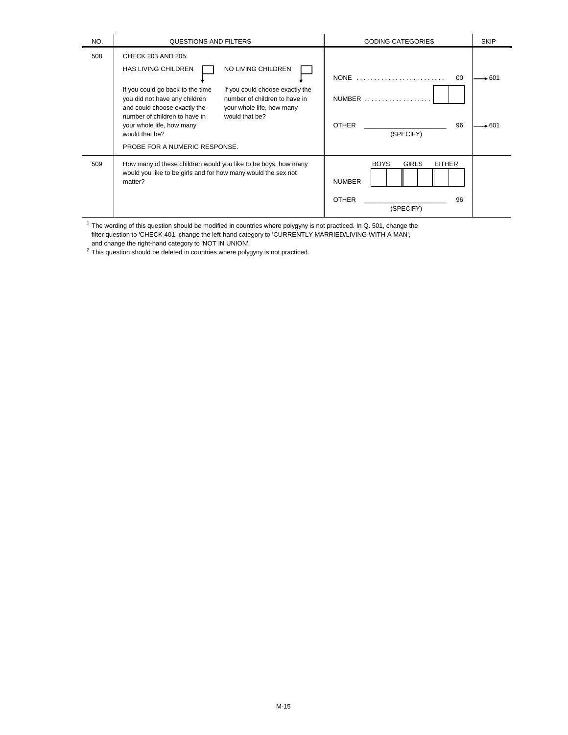| NO. | QUESTIONS AND FILTERS | CODING CATEGORIES | SKIP |
|---|---|---|---|
| 508 | CHECK 203 AND 205:<br>HAS LIVING CHILDREN ☐ ↓ If you could go back to the time you did not have any children and could choose exactly the number of children to have in your whole life, how many would that be?<br>NO LIVING CHILDREN ☐ ↓ If you could choose exactly the number of children to have in your whole life, how many would that be?<br>PROBE FOR A NUMERIC RESPONSE. | NONE . . . . . . . . . . . . . . . . . . . . . . . . . 00<br>NUMBER . . . . . . . . . . . . . . . . . . ☐☐<br>OTHER ______________________ 96<br>(SPECIFY) | → 601<br><br>→ 601 |
| 509 | How many of these children would you like to be boys, how many would you like to be girls and for how many would the sex not matter? | BOYS GIRLS EITHER<br>NUMBER ☐☐ ☐☐ ☐☐<br>OTHER ______________________ 96<br>(SPECIFY) | |

[1] The wording of this question should be modified in countries where polygyny is not practiced. In Q. 501, change the filter question to 'CHECK 401, change the left-hand category to 'CURRENTLY MARRIED/LIVING WITH A MAN', and change the right-hand category to 'NOT IN UNION'.

[2] This question should be deleted in countries where polygyny is not practiced.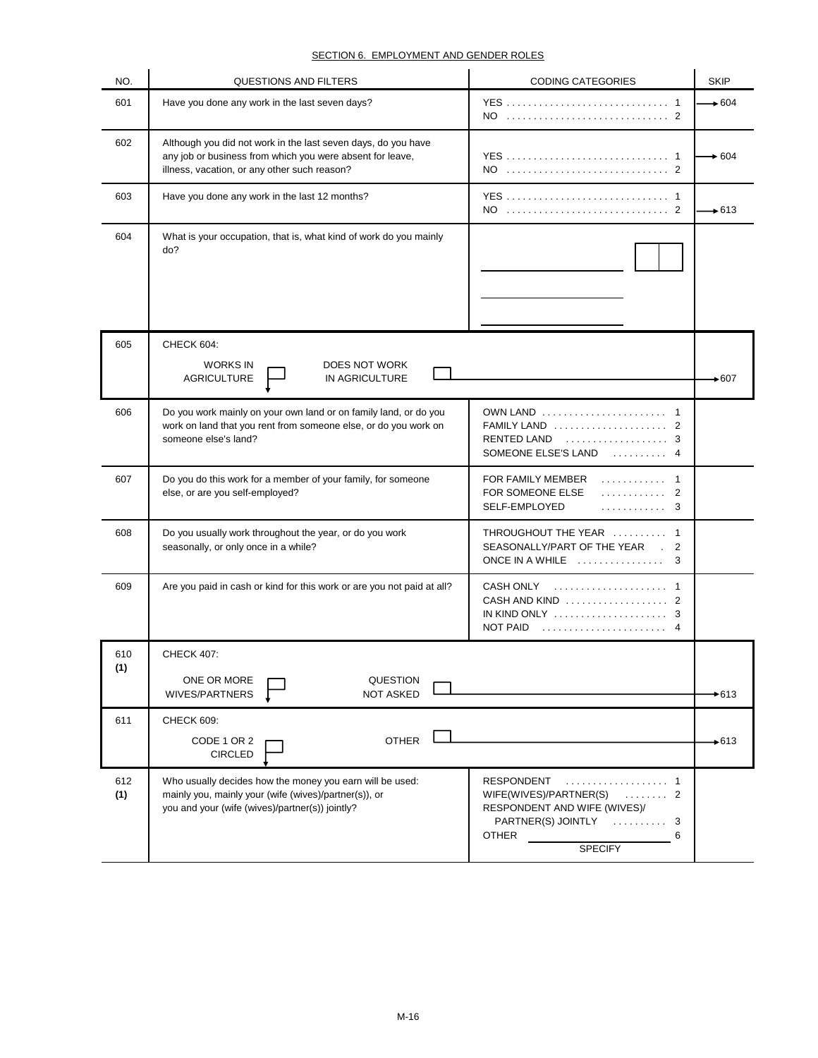## SECTION 6. EMPLOYMENT AND GENDER ROLES

| NO. | QUESTIONS AND FILTERS | CODING CATEGORIES | SKIP |
|---|---|---|---|
| 601 | Have you done any work in the last seven days? | YES . . . . . . . . . . 1<br>NO . . . . . . . . . . 2 | 1 → 604 |
| 602 | Although you did not work in the last seven days, do you have any job or business from which you were absent for leave, illness, vacation, or any other such reason? | YES . . . . . . . . . . 1<br>NO . . . . . . . . . . 2 | 1 → 604 |
| 603 | Have you done any work in the last 12 months? | YES . . . . . . . . . . 1<br>NO . . . . . . . . . . 2 | 2 → 613 |
| 604 | What is your occupation, that is, what kind of work do you mainly do? | ______________________<br>______________________<br>______________________ | |
| 605 | CHECK 604:<br>WORKS IN AGRICULTURE ☐ ↓<br>DOES NOT WORK IN AGRICULTURE ☐ | | DOES NOT WORK → 607 |
| 606 | Do you work mainly on your own land or on family land, or do you work on land that you rent from someone else, or do you work on someone else's land? | OWN LAND . . . . . . . . . . 1<br>FAMILY LAND . . . . . . . . . . 2<br>RENTED LAND . . . . . . . . . . 3<br>SOMEONE ELSE'S LAND . . . . . . . . . . 4 | |
| 607 | Do you do this work for a member of your family, for someone else, or are you self-employed? | FOR FAMILY MEMBER . . . . . . . . . . 1<br>FOR SOMEONE ELSE . . . . . . . . . . 2<br>SELF-EMPLOYED . . . . . . . . . . 3 | |
| 608 | Do you usually work throughout the year, or do you work seasonally, or only once in a while? | THROUGHOUT THE YEAR . . . . . . . . . . 1<br>SEASONALLY/PART OF THE YEAR . 2<br>ONCE IN A WHILE . . . . . . . . . . 3 | |
| 609 | Are you paid in cash or kind for this work or are you not paid at all? | CASH ONLY . . . . . . . . . . 1<br>CASH AND KIND . . . . . . . . . . 2<br>IN KIND ONLY . . . . . . . . . . 3<br>NOT PAID . . . . . . . . . . 4 | |
| 610 **(1)** | CHECK 407:<br>ONE OR MORE WIVES/PARTNERS ☐ ↓<br>QUESTION NOT ASKED ☐ | | QUESTION NOT ASKED → 613 |
| 611 | CHECK 609:<br>CODE 1 OR 2 CIRCLED ☐ ↓<br>OTHER ☐ | | OTHER → 613 |
| 612 **(1)** | Who usually decides how the money you earn will be used: mainly you, mainly your (wife (wives)/partner(s)), or you and your (wife (wives)/partner(s)) jointly? | RESPONDENT . . . . . . . . . . 1<br>WIFE(WIVES)/PARTNER(S) . . . . . . . . 2<br>RESPONDENT AND WIFE (WIVES)/ PARTNER(S) JOINTLY . . . . . . . . . . 3<br>OTHER ______________ 6<br>(SPECIFY) | |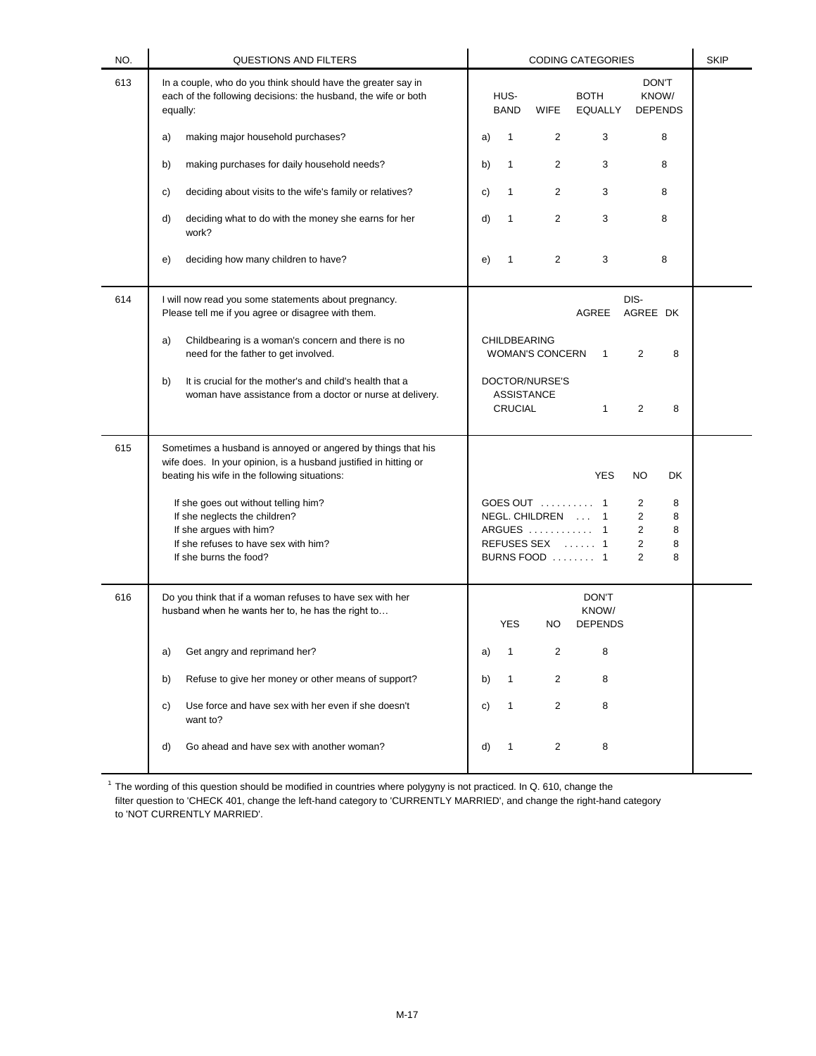| NO. | QUESTIONS AND FILTERS | CODING CATEGORIES | SKIP |
|---|---|---|---|
| 613 | In a couple, who do you think should have the greater say in each of the following decisions: the husband, the wife or both equally: | HUS-BAND / WIFE / BOTH EQUALLY / DON'T KNOW/ DEPENDS | |
| | a) making major household purchases? | a) 1 2 3 8 | |
| | b) making purchases for daily household needs? | b) 1 2 3 8 | |
| | c) deciding about visits to the wife's family or relatives? | c) 1 2 3 8 | |
| | d) deciding what to do with the money she earns for her work? | d) 1 2 3 8 | |
| | e) deciding how many children to have? | e) 1 2 3 8 | |
| 614 | I will now read you some statements about pregnancy. Please tell me if you agree or disagree with them. | AGREE / DIS-AGREE / DK | |
| | a) Childbearing is a woman's concern and there is no need for the father to get involved. | CHILDBEARING WOMAN'S CONCERN 1 2 8 | |
| | b) It is crucial for the mother's and child's health that a woman have assistance from a doctor or nurse at delivery. | DOCTOR/NURSE'S ASSISTANCE CRUCIAL 1 2 8 | |
| 615 | Sometimes a husband is annoyed or angered by things that his wife does. In your opinion, is a husband justified in hitting or beating his wife in the following situations: | YES / NO / DK | |
| | If she goes out without telling him? | GOES OUT .......... 1 2 8 | |
| | If she neglects the children? | NEGL. CHILDREN ... 1 2 8 | |
| | If she argues with him? | ARGUES ............ 1 2 8 | |
| | If she refuses to have sex with him? | REFUSES SEX ...... 1 2 8 | |
| | If she burns the food? | BURNS FOOD ........ 1 2 8 | |
| 616 | Do you think that if a woman refuses to have sex with her husband when he wants her to, he has the right to… | YES / NO / DON'T KNOW/ DEPENDS | |
| | a) Get angry and reprimand her? | a) 1 2 8 | |
| | b) Refuse to give her money or other means of support? | b) 1 2 8 | |
| | c) Use force and have sex with her even if she doesn't want to? | c) 1 2 8 | |
| | d) Go ahead and have sex with another woman? | d) 1 2 8 | |

[1] The wording of this question should be modified in countries where polygyny is not practiced. In Q. 610, change the filter question to 'CHECK 401, change the left-hand category to 'CURRENTLY MARRIED', and change the right-hand category to 'NOT CURRENTLY MARRIED'.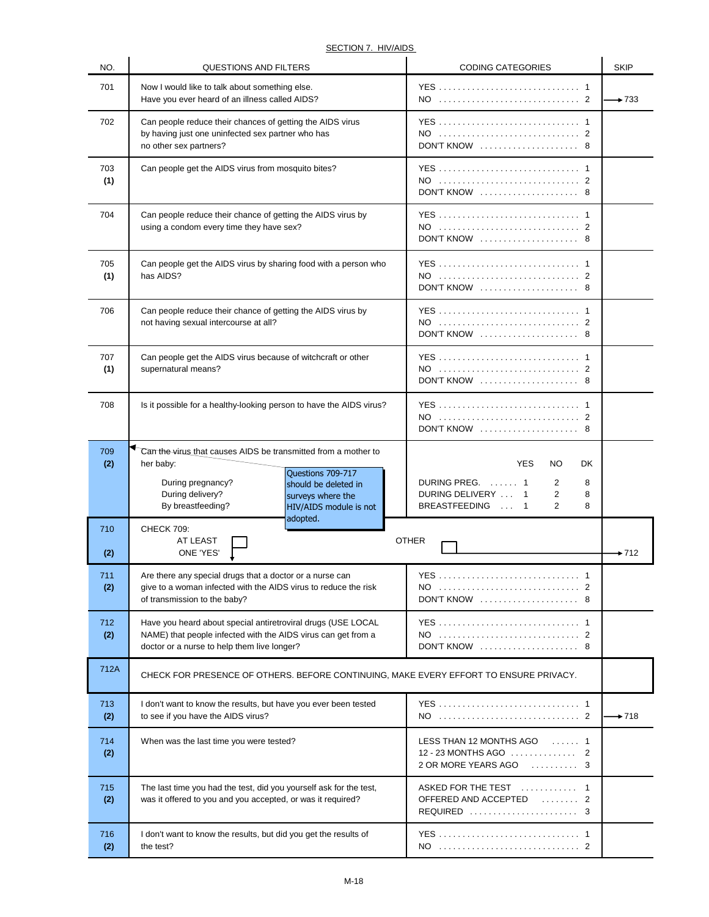## SECTION 7. HIV/AIDS

| NO. | QUESTIONS AND FILTERS | CODING CATEGORIES | SKIP |
|---|---|---|---|
| 701 | Now I would like to talk about something else. Have you ever heard of an illness called AIDS? | YES . . . . . 1<br>NO . . . . . 2 | <br>→733 |
| 702 | Can people reduce their chances of getting the AIDS virus by having just one uninfected sex partner who has no other sex partners? | YES . . . . . 1<br>NO . . . . . 2<br>DON'T KNOW . . . . . 8 | |
| 703 (1) | Can people get the AIDS virus from mosquito bites? | YES . . . . . 1<br>NO . . . . . 2<br>DON'T KNOW . . . . . 8 | |
| 704 | Can people reduce their chance of getting the AIDS virus by using a condom every time they have sex? | YES . . . . . 1<br>NO . . . . . 2<br>DON'T KNOW . . . . . 8 | |
| 705 (1) | Can people get the AIDS virus by sharing food with a person who has AIDS? | YES . . . . . 1<br>NO . . . . . 2<br>DON'T KNOW . . . . . 8 | |
| 706 | Can people reduce their chance of getting the AIDS virus by not having sexual intercourse at all? | YES . . . . . 1<br>NO . . . . . 2<br>DON'T KNOW . . . . . 8 | |
| 707 (1) | Can people get the AIDS virus because of witchcraft or other supernatural means? | YES . . . . . 1<br>NO . . . . . 2<br>DON'T KNOW . . . . . 8 | |
| 708 | Is it possible for a healthy-looking person to have the AIDS virus? | YES . . . . . 1<br>NO . . . . . 2<br>DON'T KNOW . . . . . 8 | |
| 709 (2) | Can the virus that causes AIDS be transmitted from a mother to her baby:<br>During pregnancy?<br>During delivery?<br>By breastfeeding?<br>[Questions 709-717 should be deleted in surveys where the HIV/AIDS module is not adopted.] | YES NO DK<br>DURING PREG. . . . . 1 2 8<br>DURING DELIVERY . . . 1 2 8<br>BREASTFEEDING . . . 1 2 8 | |
| 710 (2) | CHECK 709:<br>AT LEAST ONE 'YES' ☐ | OTHER ☐ | →712 |
| 711 (2) | Are there any special drugs that a doctor or a nurse can give to a woman infected with the AIDS virus to reduce the risk of transmission to the baby? | YES . . . . . 1<br>NO . . . . . 2<br>DON'T KNOW . . . . . 8 | |
| 712 (2) | Have you heard about special antiretroviral drugs (USE LOCAL NAME) that people infected with the AIDS virus can get from a doctor or a nurse to help them live longer? | YES . . . . . 1<br>NO . . . . . 2<br>DON'T KNOW . . . . . 8 | |
| 712A | CHECK FOR PRESENCE OF OTHERS. BEFORE CONTINUING, MAKE EVERY EFFORT TO ENSURE PRIVACY. | | |
| 713 (2) | I don't want to know the results, but have you ever been tested to see if you have the AIDS virus? | YES . . . . . 1<br>NO . . . . . 2 | <br>→718 |
| 714 (2) | When was the last time you were tested? | LESS THAN 12 MONTHS AGO . . . . . 1<br>12 - 23 MONTHS AGO . . . . . 2<br>2 OR MORE YEARS AGO . . . . . 3 | |
| 715 (2) | The last time you had the test, did you yourself ask for the test, was it offered to you and you accepted, or was it required? | ASKED FOR THE TEST . . . . . 1<br>OFFERED AND ACCEPTED . . . . . 2<br>REQUIRED . . . . . 3 | |
| 716 (2) | I don't want to know the results, but did you get the results of the test? | YES . . . . . 1<br>NO . . . . . 2 | |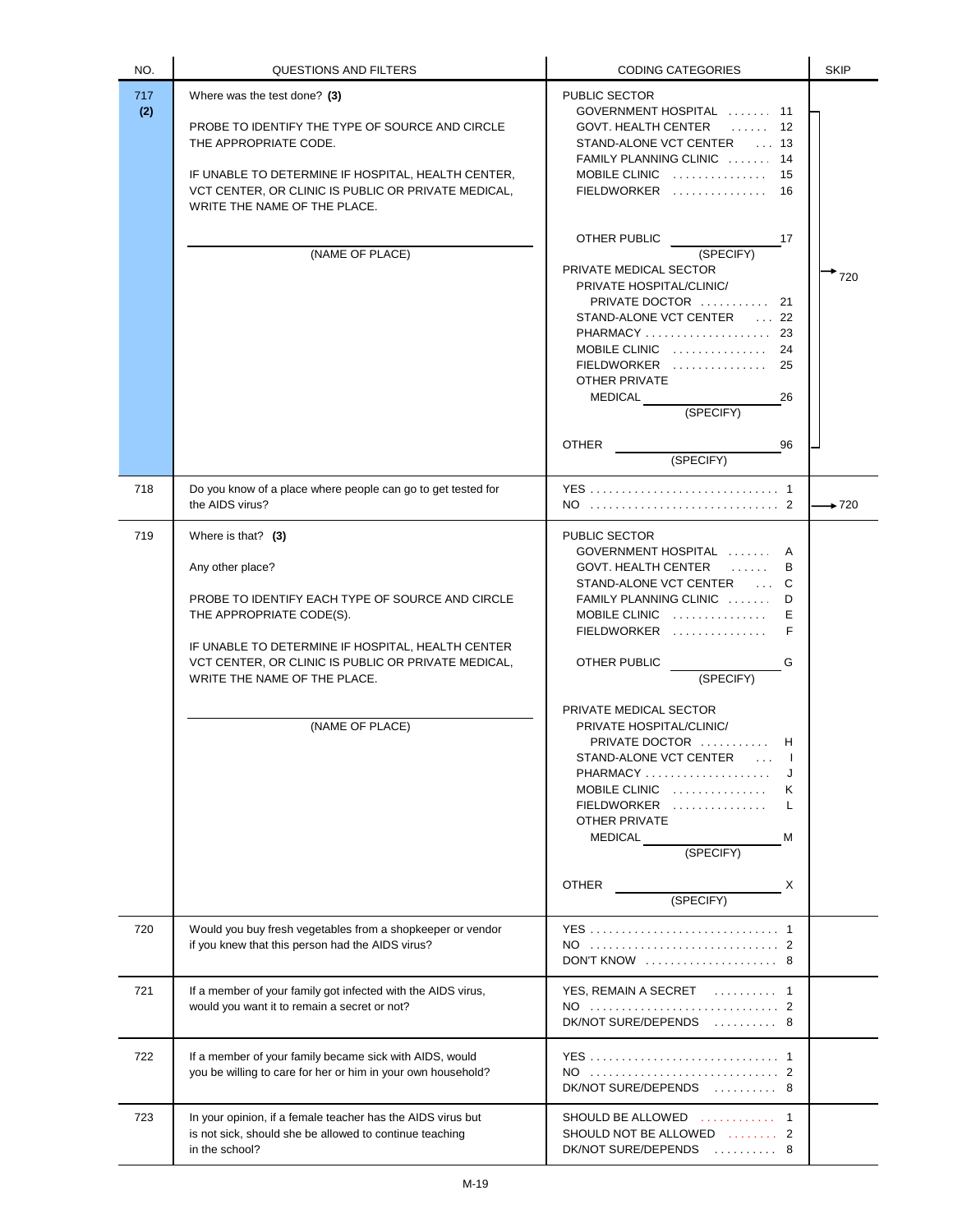| NO. | QUESTIONS AND FILTERS | CODING CATEGORIES | SKIP |
|---|---|---|---|
| 717 (2) | Where was the test done? **(3)**<br><br>PROBE TO IDENTIFY THE TYPE OF SOURCE AND CIRCLE THE APPROPRIATE CODE.<br><br>IF UNABLE TO DETERMINE IF HOSPITAL, HEALTH CENTER, VCT CENTER, OR CLINIC IS PUBLIC OR PRIVATE MEDICAL, WRITE THE NAME OF THE PLACE.<br><br>_______________<br>(NAME OF PLACE) | PUBLIC SECTOR<br>GOVERNMENT HOSPITAL ....... 11<br>GOVT. HEALTH CENTER ...... 12<br>STAND-ALONE VCT CENTER ... 13<br>FAMILY PLANNING CLINIC ....... 14<br>MOBILE CLINIC ............... 15<br>FIELDWORKER ............... 16<br><br>OTHER PUBLIC _______ 17<br>(SPECIFY)<br>PRIVATE MEDICAL SECTOR<br>PRIVATE HOSPITAL/CLINIC/<br>PRIVATE DOCTOR ........... 21<br>STAND-ALONE VCT CENTER ... 22<br>PHARMACY .................... 23<br>MOBILE CLINIC ............... 24<br>FIELDWORKER ............... 25<br>OTHER PRIVATE<br>MEDICAL _______ 26<br>(SPECIFY)<br><br>OTHER _______ 96<br>(SPECIFY) | →720 |
| 718 | Do you know of a place where people can go to get tested for the AIDS virus? | YES .............................. 1<br>NO .............................. 2 | <br>→720 |
| 719 | Where is that? **(3)**<br><br>Any other place?<br><br>PROBE TO IDENTIFY EACH TYPE OF SOURCE AND CIRCLE THE APPROPRIATE CODE(S).<br><br>IF UNABLE TO DETERMINE IF HOSPITAL, HEALTH CENTER VCT CENTER, OR CLINIC IS PUBLIC OR PRIVATE MEDICAL, WRITE THE NAME OF THE PLACE.<br><br>_______________<br>(NAME OF PLACE) | PUBLIC SECTOR<br>GOVERNMENT HOSPITAL ....... A<br>GOVT. HEALTH CENTER ...... B<br>STAND-ALONE VCT CENTER ... C<br>FAMILY PLANNING CLINIC ....... D<br>MOBILE CLINIC ............... E<br>FIELDWORKER ............... F<br><br>OTHER PUBLIC _______ G<br>(SPECIFY)<br><br>PRIVATE MEDICAL SECTOR<br>PRIVATE HOSPITAL/CLINIC/<br>PRIVATE DOCTOR ........... H<br>STAND-ALONE VCT CENTER ... I<br>PHARMACY .................... J<br>MOBILE CLINIC ............... K<br>FIELDWORKER ............... L<br>OTHER PRIVATE<br>MEDICAL _______ M<br>(SPECIFY)<br><br>OTHER _______ X<br>(SPECIFY) | |
| 720 | Would you buy fresh vegetables from a shopkeeper or vendor if you knew that this person had the AIDS virus? | YES .............................. 1<br>NO .............................. 2<br>DON'T KNOW ..................... 8 | |
| 721 | If a member of your family got infected with the AIDS virus, would you want it to remain a secret or not? | YES, REMAIN A SECRET .......... 1<br>NO .............................. 2<br>DK/NOT SURE/DEPENDS .......... 8 | |
| 722 | If a member of your family became sick with AIDS, would you be willing to care for her or him in your own household? | YES .............................. 1<br>NO .............................. 2<br>DK/NOT SURE/DEPENDS .......... 8 | |
| 723 | In your opinion, if a female teacher has the AIDS virus but is not sick, should she be allowed to continue teaching in the school? | SHOULD BE ALLOWED ............ 1<br>SHOULD NOT BE ALLOWED ........ 2<br>DK/NOT SURE/DEPENDS .......... 8 | |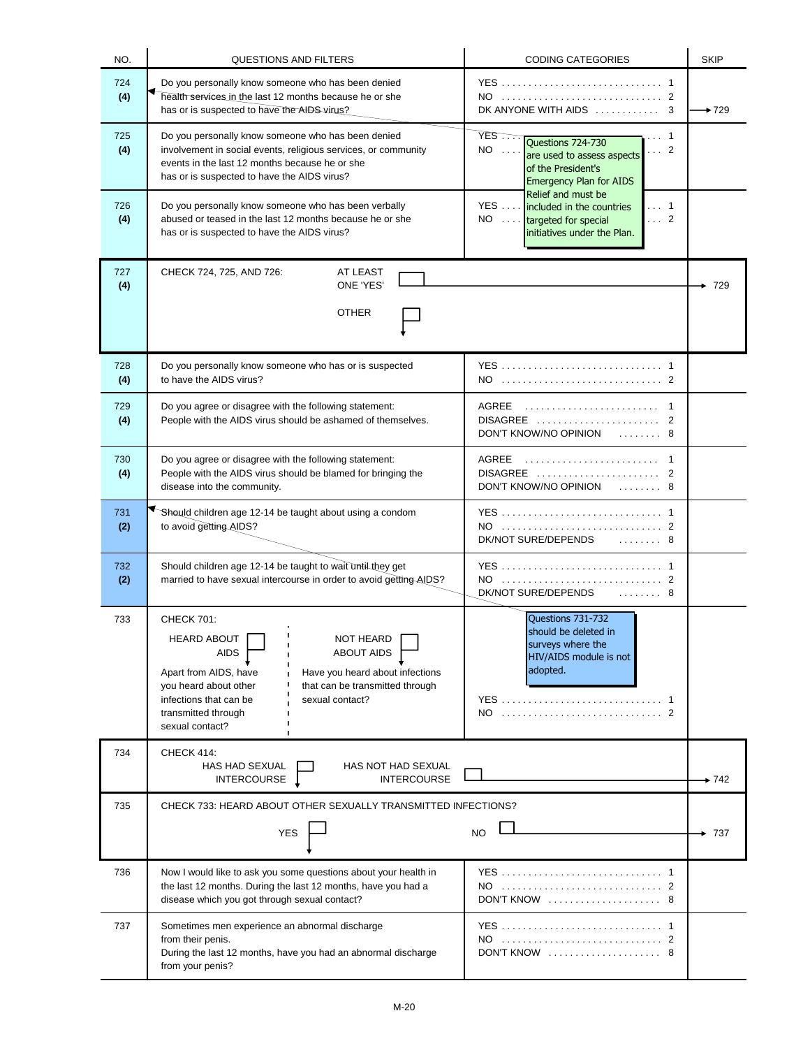| NO. | QUESTIONS AND FILTERS | CODING CATEGORIES | SKIP |
|---|---|---|---|
| 724 (4) | Do you personally know someone who has been denied health services in the last 12 months because he or she has or is suspected to have the AIDS virus? | YES . . . . . 1<br>NO . . . . . 2<br>DK ANYONE WITH AIDS . . . . . 3 | <br><br>→ 729 |
| 725 (4) | Do you personally know someone who has been denied involvement in social events, religious services, or community events in the last 12 months because he or she has or is suspected to have the AIDS virus? | YES . . . . . 1<br>NO . . . . . 2 | |
| 726 (4) | Do you personally know someone who has been verbally abused or teased in the last 12 months because he or she has or is suspected to have the AIDS virus? | YES . . . . . 1<br>NO . . . . . 2 | |
| 727 (4) | CHECK 724, 725, AND 726:<br>AT LEAST ONE 'YES' ☐<br>OTHER ☐ | | → 729 |
| 728 (4) | Do you personally know someone who has or is suspected to have the AIDS virus? | YES . . . . . 1<br>NO . . . . . 2 | |
| 729 (4) | Do you agree or disagree with the following statement: People with the AIDS virus should be ashamed of themselves. | AGREE . . . . . 1<br>DISAGREE . . . . . 2<br>DON'T KNOW/NO OPINION . . . . . 8 | |
| 730 (4) | Do you agree or disagree with the following statement: People with the AIDS virus should be blamed for bringing the disease into the community. | AGREE . . . . . 1<br>DISAGREE . . . . . 2<br>DON'T KNOW/NO OPINION . . . . . 8 | |
| 731 (2) | Should children age 12-14 be taught about using a condom to avoid getting AIDS? | YES . . . . . 1<br>NO . . . . . 2<br>DK/NOT SURE/DEPENDS . . . . . 8 | |
| 732 (2) | Should children age 12-14 be taught to wait until they get married to have sexual intercourse in order to avoid getting AIDS? | YES . . . . . 1<br>NO . . . . . 2<br>DK/NOT SURE/DEPENDS . . . . . 8 | |
| 733 | CHECK 701:<br>HEARD ABOUT AIDS ☐ — Apart from AIDS, have you heard about other infections that can be transmitted through sexual contact?<br>NOT HEARD ABOUT AIDS ☐ — Have you heard about infections that can be transmitted through sexual contact? | YES . . . . . 1<br>NO . . . . . 2 | |
| 734 | CHECK 414:<br>HAS HAD SEXUAL INTERCOURSE ☐<br>HAS NOT HAD SEXUAL INTERCOURSE ☐ | | → 742 |
| 735 | CHECK 733: HEARD ABOUT OTHER SEXUALLY TRANSMITTED INFECTIONS?<br>YES ☐<br>NO ☐ | | → 737 |
| 736 | Now I would like to ask you some questions about your health in the last 12 months. During the last 12 months, have you had a disease which you got through sexual contact? | YES . . . . . 1<br>NO . . . . . 2<br>DON'T KNOW . . . . . 8 | |
| 737 | Sometimes men experience an abnormal discharge from their penis. During the last 12 months, have you had an abnormal discharge from your penis? | YES . . . . . 1<br>NO . . . . . 2<br>DON'T KNOW . . . . . 8 | |

Questions 724-730 are used to assess aspects of the President's Emergency Plan for AIDS Relief and must be included in the countries targeted for special initiatives under the Plan.

Questions 731-732 should be deleted in surveys where the HIV/AIDS module is not adopted.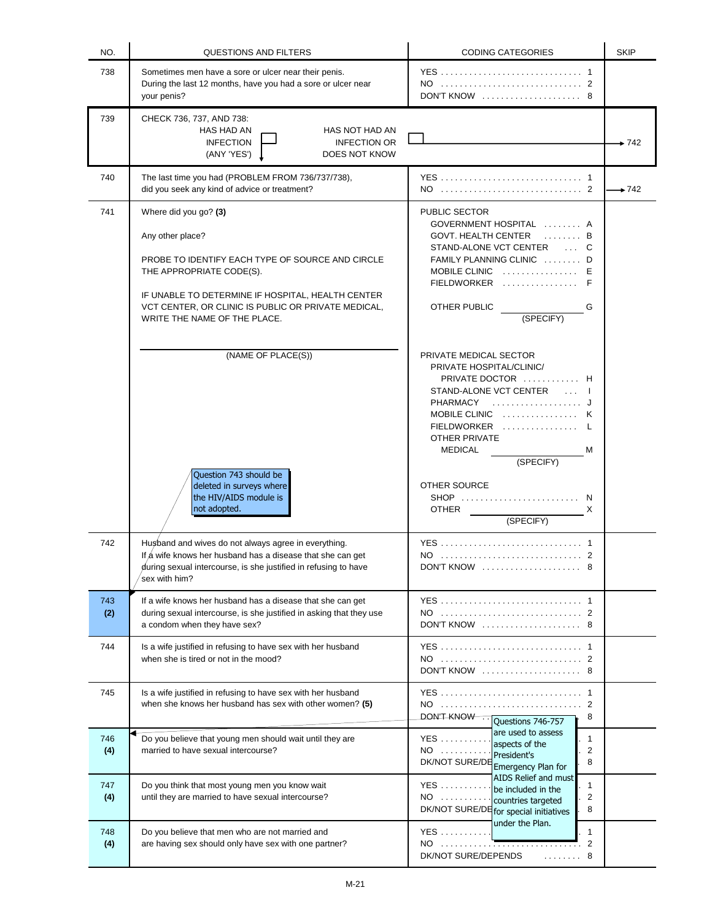| NO. | QUESTIONS AND FILTERS | CODING CATEGORIES | SKIP |
|---|---|---|---|
| 738 | Sometimes men have a sore or ulcer near their penis. During the last 12 months, have you had a sore or ulcer near your penis? | YES . . . . . 1<br>NO . . . . . 2<br>DON'T KNOW . . . . . 8 | |
| 739 | CHECK 736, 737, AND 738:<br>HAS HAD AN INFECTION (ANY 'YES') ☐<br>HAS NOT HAD AN INFECTION OR DOES NOT KNOW ☐ | | → 742 |
| 740 | The last time you had (PROBLEM FROM 736/737/738), did you seek any kind of advice or treatment? | YES . . . . . 1<br>NO . . . . . 2 | → 742 |
| 741 | Where did you go? **(3)**<br><br>Any other place?<br><br>PROBE TO IDENTIFY EACH TYPE OF SOURCE AND CIRCLE THE APPROPRIATE CODE(S).<br><br>IF UNABLE TO DETERMINE IF HOSPITAL, HEALTH CENTER VCT CENTER, OR CLINIC IS PUBLIC OR PRIVATE MEDICAL, WRITE THE NAME OF THE PLACE.<br><br>\_\_\_\_\_\_\_\_\_\_<br>(NAME OF PLACE(S)) | PUBLIC SECTOR<br>GOVERNMENT HOSPITAL . . . . . A<br>GOVT. HEALTH CENTER . . . . . B<br>STAND-ALONE VCT CENTER . . . C<br>FAMILY PLANNING CLINIC . . . . . D<br>MOBILE CLINIC . . . . . E<br>FIELDWORKER . . . . . F<br>OTHER PUBLIC \_\_\_\_\_\_ G<br>(SPECIFY)<br><br>PRIVATE MEDICAL SECTOR<br>PRIVATE HOSPITAL/CLINIC/ PRIVATE DOCTOR . . . . . H<br>STAND-ALONE VCT CENTER . . . I<br>PHARMACY . . . . . J<br>MOBILE CLINIC . . . . . K<br>FIELDWORKER . . . . . L<br>OTHER PRIVATE MEDICAL \_\_\_\_\_\_ M<br>(SPECIFY)<br><br>OTHER SOURCE<br>SHOP . . . . . N<br>OTHER \_\_\_\_\_\_ X<br>(SPECIFY) | |
| 742 | Husband and wives do not always agree in everything. If a wife knows her husband has a disease that she can get during sexual intercourse, is she justified in refusing to have sex with him? | YES . . . . . 1<br>NO . . . . . 2<br>DON'T KNOW . . . . . 8 | |
| 743 **(2)** | If a wife knows her husband has a disease that she can get during sexual intercourse, is she justified in asking that they use a condom when they have sex? | YES . . . . . 1<br>NO . . . . . 2<br>DON'T KNOW . . . . . 8 | |
| 744 | Is a wife justified in refusing to have sex with her husband when she is tired or not in the mood? | YES . . . . . 1<br>NO . . . . . 2<br>DON'T KNOW . . . . . 8 | |
| 745 | Is a wife justified in refusing to have sex with her husband when she knows her husband has sex with other women? **(5)** | YES . . . . . 1<br>NO . . . . . 2<br>DON'T KNOW . . . . . 8 | |
| 746 **(4)** | Do you believe that young men should wait until they are married to have sexual intercourse? | YES . . . . . 1<br>NO . . . . . 2<br>DK/NOT SURE/DEPENDS . . . . . 8 | |
| 747 **(4)** | Do you think that most young men you know wait until they are married to have sexual intercourse? | YES . . . . . 1<br>NO . . . . . 2<br>DK/NOT SURE/DEPENDS . . . . . 8 | |
| 748 **(4)** | Do you believe that men who are not married and are having sex should only have sex with one partner? | YES . . . . . 1<br>NO . . . . . 2<br>DK/NOT SURE/DEPENDS . . . . . 8 | |

Question 743 should be deleted in surveys where the HIV/AIDS module is not adopted.

Questions 746-757 are used to assess aspects of the President's Emergency Plan for AIDS Relief and must be included in the countries targeted for special initiatives under the Plan.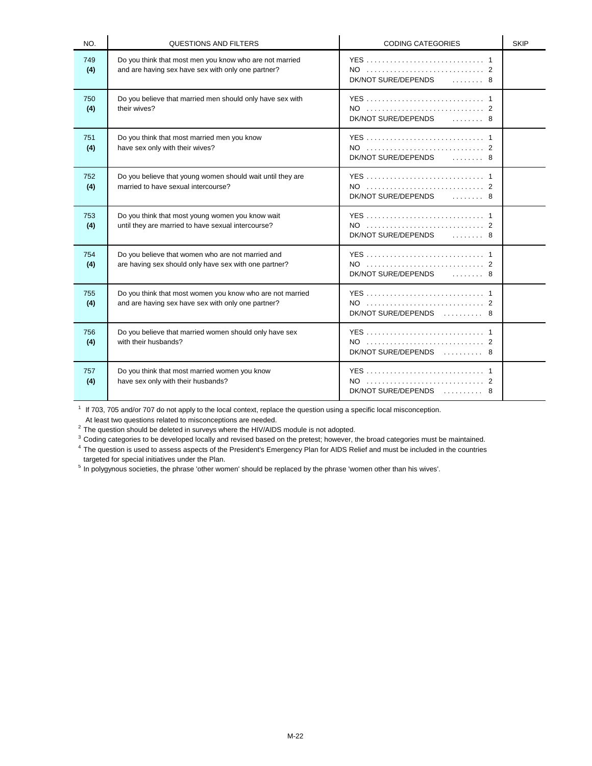| NO. | QUESTIONS AND FILTERS | CODING CATEGORIES | SKIP |
|---|---|---|---|
| 749 **(4)** | Do you think that most men you know who are not married and are having sex have sex with only one partner? | YES . . . . . . . . . . 1<br>NO . . . . . . . . . . 2<br>DK/NOT SURE/DEPENDS . . . . . . . . 8 | |
| 750 **(4)** | Do you believe that married men should only have sex with their wives? | YES . . . . . . . . . . 1<br>NO . . . . . . . . . . 2<br>DK/NOT SURE/DEPENDS . . . . . . . . 8 | |
| 751 **(4)** | Do you think that most married men you know have sex only with their wives? | YES . . . . . . . . . . 1<br>NO . . . . . . . . . . 2<br>DK/NOT SURE/DEPENDS . . . . . . . . 8 | |
| 752 **(4)** | Do you believe that young women should wait until they are married to have sexual intercourse? | YES . . . . . . . . . . 1<br>NO . . . . . . . . . . 2<br>DK/NOT SURE/DEPENDS . . . . . . . . 8 | |
| 753 **(4)** | Do you think that most young women you know wait until they are married to have sexual intercourse? | YES . . . . . . . . . . 1<br>NO . . . . . . . . . . 2<br>DK/NOT SURE/DEPENDS . . . . . . . . 8 | |
| 754 **(4)** | Do you believe that women who are not married and are having sex should only have sex with one partner? | YES . . . . . . . . . . 1<br>NO . . . . . . . . . . 2<br>DK/NOT SURE/DEPENDS . . . . . . . . 8 | |
| 755 **(4)** | Do you think that most women you know who are not married and are having sex have sex with only one partner? | YES . . . . . . . . . . 1<br>NO . . . . . . . . . . 2<br>DK/NOT SURE/DEPENDS . . . . . . . . . . 8 | |
| 756 **(4)** | Do you believe that married women should only have sex with their husbands? | YES . . . . . . . . . . 1<br>NO . . . . . . . . . . 2<br>DK/NOT SURE/DEPENDS . . . . . . . . . . 8 | |
| 757 **(4)** | Do you think that most married women you know have sex only with their husbands? | YES . . . . . . . . . . 1<br>NO . . . . . . . . . . 2<br>DK/NOT SURE/DEPENDS . . . . . . . . . . 8 | |

[1] If 703, 705 and/or 707 do not apply to the local context, replace the question using a specific local misconception. At least two questions related to misconceptions are needed.

[2] The question should be deleted in surveys where the HIV/AIDS module is not adopted.

[3] Coding categories to be developed locally and revised based on the pretest; however, the broad categories must be maintained.

[4] The question is used to assess aspects of the President's Emergency Plan for AIDS Relief and must be included in the countries targeted for special initiatives under the Plan.

[5] In polygynous societies, the phrase 'other women' should be replaced by the phrase 'women other than his wives'.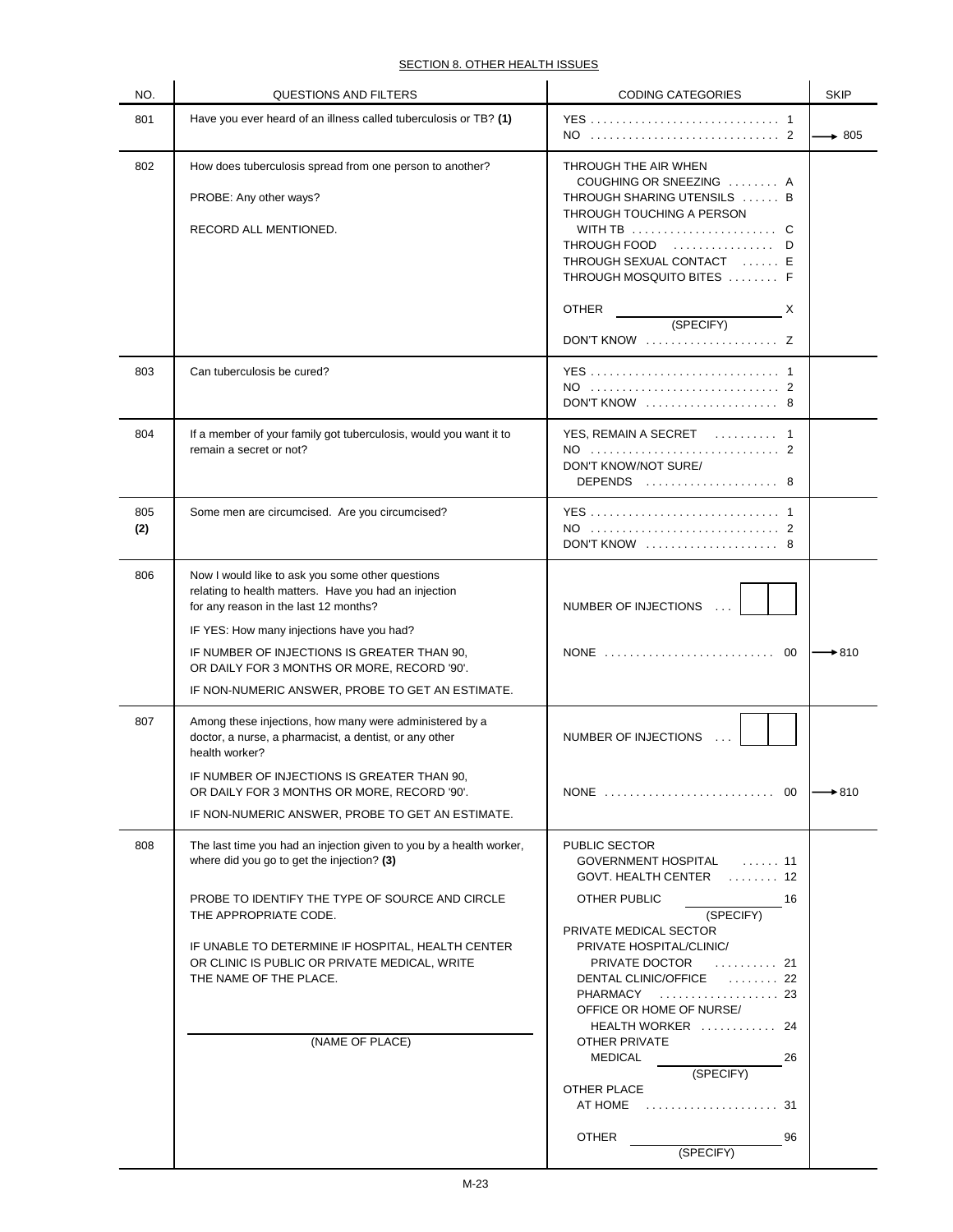## SECTION 8. OTHER HEALTH ISSUES

| NO. | QUESTIONS AND FILTERS | CODING CATEGORIES | SKIP |
|---|---|---|---|
| 801 | Have you ever heard of an illness called tuberculosis or TB? **(1)** | YES . . . . . . . . . . . . 1<br>NO . . . . . . . . . . . . 2 | <br>→ 805 |
| 802 | How does tuberculosis spread from one person to another?<br><br>PROBE: Any other ways?<br><br>RECORD ALL MENTIONED. | THROUGH THE AIR WHEN COUGHING OR SNEEZING . . . . . . . . A<br>THROUGH SHARING UTENSILS . . . . . . B<br>THROUGH TOUCHING A PERSON WITH TB . . . . . . . . C<br>THROUGH FOOD . . . . . . . . D<br>THROUGH SEXUAL CONTACT . . . . . . E<br>THROUGH MOSQUITO BITES . . . . . . . . F<br><br>OTHER ______ X<br>(SPECIFY)<br>DON'T KNOW . . . . . . . . Z | |
| 803 | Can tuberculosis be cured? | YES . . . . . . . . . . . . 1<br>NO . . . . . . . . . . . . 2<br>DON'T KNOW . . . . . . . . 8 | |
| 804 | If a member of your family got tuberculosis, would you want it to remain a secret or not? | YES, REMAIN A SECRET . . . . . . . . . . 1<br>NO . . . . . . . . . . . . 2<br>DON'T KNOW/NOT SURE/ DEPENDS . . . . . . . . 8 | |
| 805 **(2)** | Some men are circumcised. Are you circumcised? | YES . . . . . . . . . . . . 1<br>NO . . . . . . . . . . . . 2<br>DON'T KNOW . . . . . . . . 8 | |
| 806 | Now I would like to ask you some other questions relating to health matters. Have you had an injection for any reason in the last 12 months?<br><br>IF YES: How many injections have you had?<br><br>IF NUMBER OF INJECTIONS IS GREATER THAN 90, OR DAILY FOR 3 MONTHS OR MORE, RECORD '90'.<br><br>IF NON-NUMERIC ANSWER, PROBE TO GET AN ESTIMATE. | NUMBER OF INJECTIONS . . . [ ][ ]<br><br>NONE . . . . . . . . . . . . 00 | <br><br>→ 810 |
| 807 | Among these injections, how many were administered by a doctor, a nurse, a pharmacist, a dentist, or any other health worker?<br><br>IF NUMBER OF INJECTIONS IS GREATER THAN 90, OR DAILY FOR 3 MONTHS OR MORE, RECORD '90'.<br><br>IF NON-NUMERIC ANSWER, PROBE TO GET AN ESTIMATE. | NUMBER OF INJECTIONS . . . [ ][ ]<br><br>NONE . . . . . . . . . . . . 00 | <br><br>→ 810 |
| 808 | The last time you had an injection given to you by a health worker, where did you go to get the injection? **(3)**<br><br>PROBE TO IDENTIFY THE TYPE OF SOURCE AND CIRCLE THE APPROPRIATE CODE.<br><br>IF UNABLE TO DETERMINE IF HOSPITAL, HEALTH CENTER OR CLINIC IS PUBLIC OR PRIVATE MEDICAL, WRITE THE NAME OF THE PLACE.<br><br>______<br>(NAME OF PLACE) | PUBLIC SECTOR<br>GOVERNMENT HOSPITAL . . . . . . 11<br>GOVT. HEALTH CENTER . . . . . . . . 12<br>OTHER PUBLIC ______ 16<br>(SPECIFY)<br>PRIVATE MEDICAL SECTOR<br>PRIVATE HOSPITAL/CLINIC/ PRIVATE DOCTOR . . . . . . . . . . 21<br>DENTAL CLINIC/OFFICE . . . . . . . . 22<br>PHARMACY . . . . . . . . . . 23<br>OFFICE OR HOME OF NURSE/ HEALTH WORKER . . . . . . . . . . . . 24<br>OTHER PRIVATE MEDICAL ______ 26<br>(SPECIFY)<br>OTHER PLACE<br>AT HOME . . . . . . . . . . 31<br><br>OTHER ______ 96<br>(SPECIFY) | |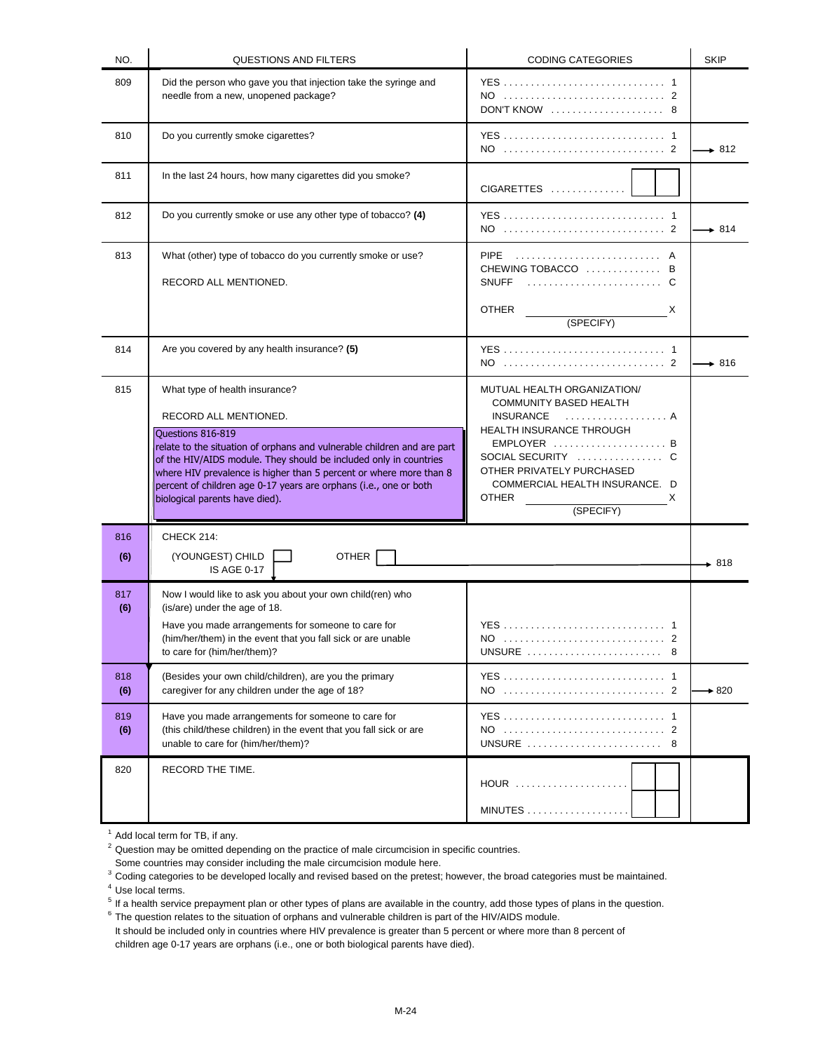| NO. | QUESTIONS AND FILTERS | CODING CATEGORIES | SKIP |
|---|---|---|---|
| 809 | Did the person who gave you that injection take the syringe and needle from a new, unopened package? | YES . . . . . . . . . . 1<br>NO . . . . . . . . . . 2<br>DON'T KNOW . . . . . . . . 8 | |
| 810 | Do you currently smoke cigarettes? | YES . . . . . . . . . . 1<br>NO . . . . . . . . . . 2 | <br>→ 812 |
| 811 | In the last 24 hours, how many cigarettes did you smoke? | CIGARETTES . . . . . . . ☐☐ | |
| 812 | Do you currently smoke or use any other type of tobacco? **(4)** | YES . . . . . . . . . . 1<br>NO . . . . . . . . . . 2 | <br>→ 814 |
| 813 | What (other) type of tobacco do you currently smoke or use?<br><br>RECORD ALL MENTIONED. | PIPE . . . . . . . . . . A<br>CHEWING TOBACCO . . . . . B<br>SNUFF . . . . . . . . . C<br><br>OTHER ______________ X<br>(SPECIFY) | |
| 814 | Are you covered by any health insurance? **(5)** | YES . . . . . . . . . . 1<br>NO . . . . . . . . . . 2 | <br>→ 816 |
| 815 | What type of health insurance?<br><br>RECORD ALL MENTIONED.<br><br>Questions 816-819 relate to the situation of orphans and vulnerable children and are part of the HIV/AIDS module. They should be included only in countries where HIV prevalence is higher than 5 percent or where more than 8 percent of children age 0-17 years are orphans (i.e., one or both biological parents have died). | MUTUAL HEALTH ORGANIZATION/ COMMUNITY BASED HEALTH INSURANCE . . . . . . . . A<br>HEALTH INSURANCE THROUGH EMPLOYER . . . . . . . . B<br>SOCIAL SECURITY . . . . . . C<br>OTHER PRIVATELY PURCHASED COMMERCIAL HEALTH INSURANCE. D<br>OTHER ______________ X<br>(SPECIFY) | |
| 816<br>**(6)** | CHECK 214:<br>(YOUNGEST) CHILD IS AGE 0-17 ☐ &nbsp;&nbsp; OTHER ☐ | | → 818 |
| 817<br>**(6)** | Now I would like to ask you about your own child(ren) who (is/are) under the age of 18.<br><br>Have you made arrangements for someone to care for (him/her/them) in the event that you fall sick or are unable to care for (him/her/them)? | YES . . . . . . . . . . 1<br>NO . . . . . . . . . . 2<br>UNSURE . . . . . . . . . 8 | |
| 818<br>**(6)** | (Besides your own child/children), are you the primary caregiver for any children under the age of 18? | YES . . . . . . . . . . 1<br>NO . . . . . . . . . . 2 | <br>→ 820 |
| 819<br>**(6)** | Have you made arrangements for someone to care for (this child/these children) in the event that you fall sick or are unable to care for (him/her/them)? | YES . . . . . . . . . . 1<br>NO . . . . . . . . . . 2<br>UNSURE . . . . . . . . . 8 | |
| 820 | RECORD THE TIME. | HOUR . . . . . . . . . ☐☐<br>MINUTES . . . . . . . . ☐☐ | |

[1] Add local term for TB, if any.
[2] Question may be omitted depending on the practice of male circumcision in specific countries. Some countries may consider including the male circumcision module here.
[3] Coding categories to be developed locally and revised based on the pretest; however, the broad categories must be maintained.
[4] Use local terms.
[5] If a health service prepayment plan or other types of plans are available in the country, add those types of plans in the question.
[6] The question relates to the situation of orphans and vulnerable children is part of the HIV/AIDS module. It should be included only in countries where HIV prevalence is greater than 5 percent or where more than 8 percent of children age 0-17 years are orphans (i.e., one or both biological parents have died).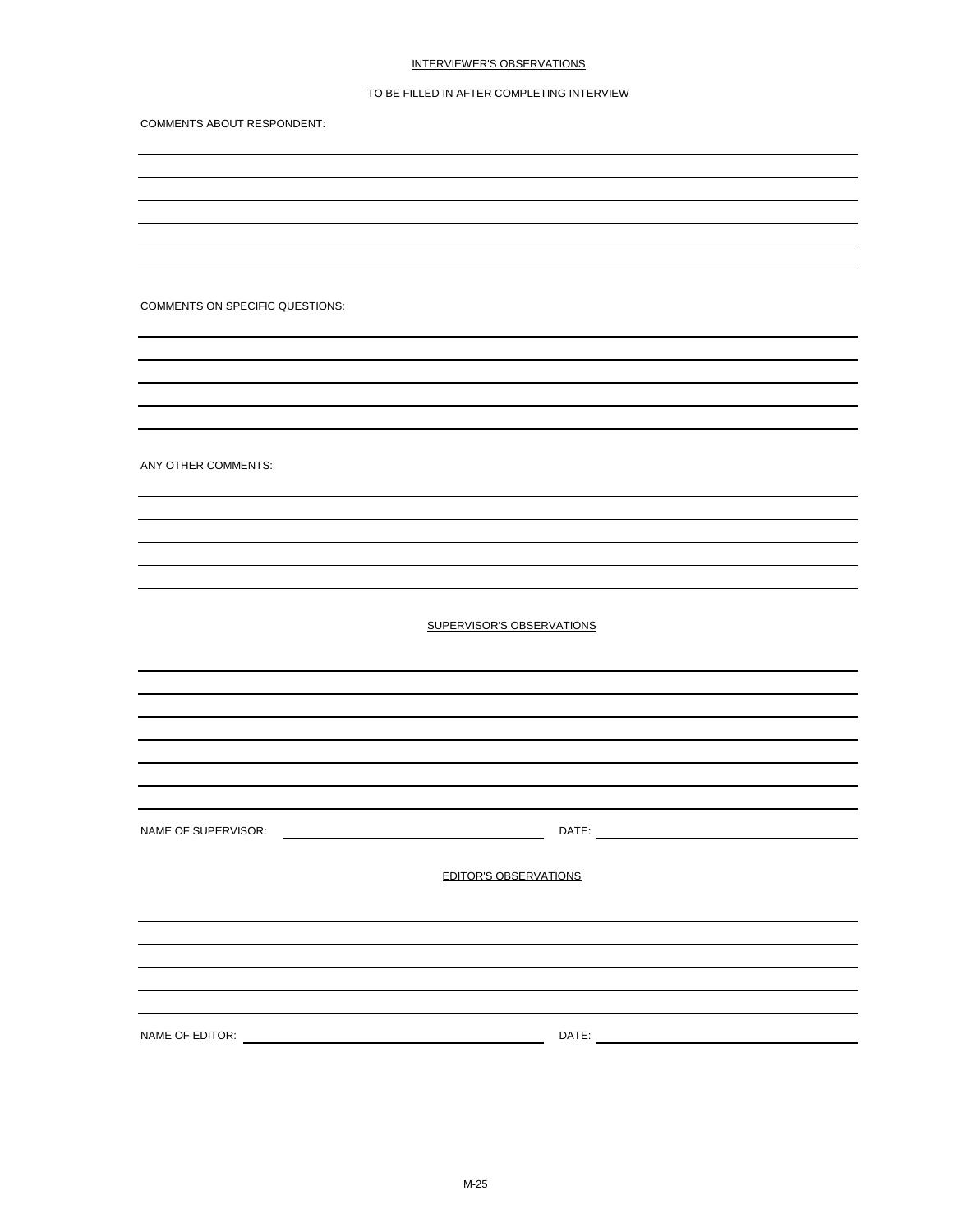INTERVIEWER'S OBSERVATIONS

TO BE FILLED IN AFTER COMPLETING INTERVIEW

COMMENTS ABOUT RESPONDENT:

COMMENTS ON SPECIFIC QUESTIONS:

ANY OTHER COMMENTS:

SUPERVISOR'S OBSERVATIONS

NAME OF SUPERVISOR: ______________________ DATE: ______________________

EDITOR'S OBSERVATIONS

NAME OF EDITOR: ______________________ DATE: ______________________